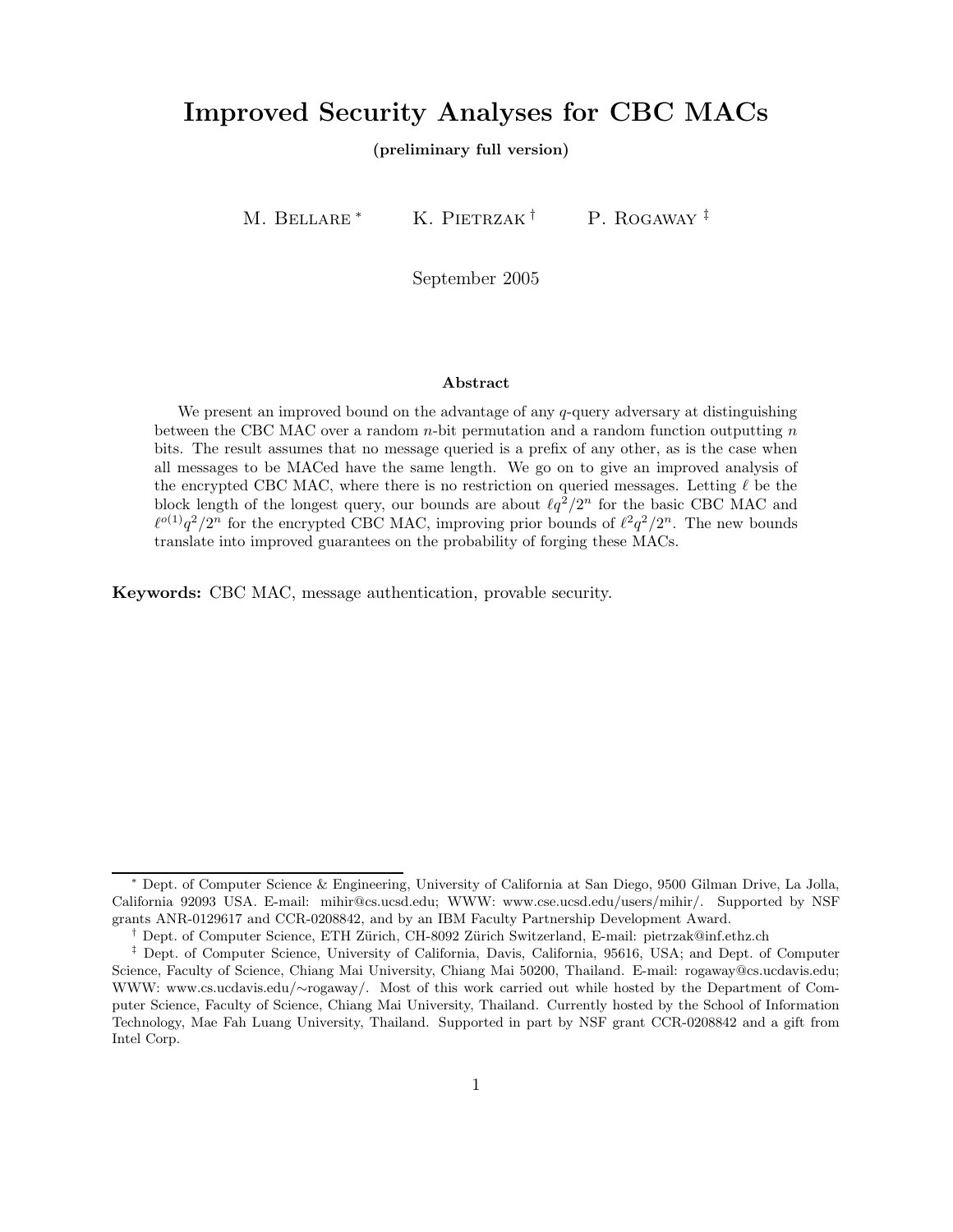# Improved Security Analyses for CBC MACs

**(preliminary full version)**

M. Bellare [*] K. Pietrzak [†] P. Rogaway [‡]

September 2005

### Abstract

We present an improved bound on the advantage of any $q$-query adversary at distinguishing between the CBC MAC over a random $n$-bit permutation and a random function outputting $n$ bits. The result assumes that no message queried is a prefix of any other, as is the case when all messages to be MACed have the same length. We go on to give an improved analysis of the encrypted CBC MAC, where there is no restriction on queried messages. Letting $\ell$ be the block length of the longest query, our bounds are about $\ell q^2/2^n$ for the basic CBC MAC and $\ell^{o(1)} q^2/2^n$ for the encrypted CBC MAC, improving prior bounds of $\ell^2 q^2/2^n$. The new bounds translate into improved guarantees on the probability of forging these MACs.

**Keywords:** CBC MAC, message authentication, provable security.

---

[*] Dept. of Computer Science & Engineering, University of California at San Diego, 9500 Gilman Drive, La Jolla, California 92093 USA. E-mail: mihir@cs.ucsd.edu; WWW: www.cse.ucsd.edu/users/mihir/. Supported by NSF grants ANR-0129617 and CCR-0208842, and by an IBM Faculty Partnership Development Award.

[†] Dept. of Computer Science, ETH Zürich, CH-8092 Zürich Switzerland, E-mail: pietrzak@inf.ethz.ch

[‡] Dept. of Computer Science, University of California, Davis, California, 95616, USA; and Dept. of Computer Science, Faculty of Science, Chiang Mai University, Chiang Mai 50200, Thailand. E-mail: rogaway@cs.ucdavis.edu; WWW: www.cs.ucdavis.edu/∼rogaway/. Most of this work carried out while hosted by the Department of Computer Science, Faculty of Science, Chiang Mai University, Thailand. Currently hosted by the School of Information Technology, Mae Fah Luang University, Thailand. Supported in part by NSF grant CCR-0208842 and a gift from Intel Corp.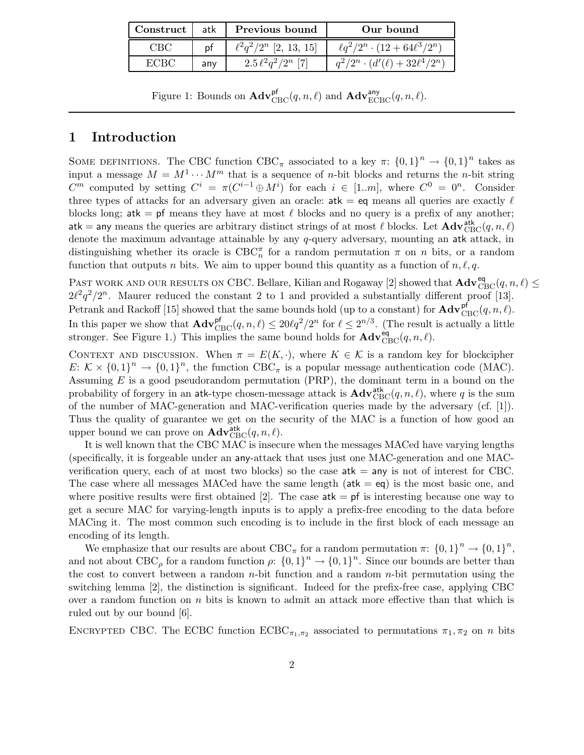| Construct | atk | Previous bound | Our bound |
|---|---|---|---|
| CBC | pf | $\ell^2 q^2/2^n$ [2, 13, 15] | $\ell q^2/2^n \cdot (12 + 64\ell^3/2^n)$ |
| ECBC | any | $2.5\,\ell^2 q^2/2^n$ [7] | $q^2/2^n \cdot (d'(\ell) + 32\ell^4/2^n)$ |

Figure 1: Bounds on $\mathbf{Adv}^{\mathsf{pf}}_{\mathrm{CBC}}(q, n, \ell)$ and $\mathbf{Adv}^{\mathsf{any}}_{\mathrm{ECBC}}(q, n, \ell)$.

# 1 Introduction

SOME DEFINITIONS. The CBC function $\mathrm{CBC}_\pi$ associated to a key $\pi\colon \{0,1\}^n \to \{0,1\}^n$ takes as input a message $M = M^1 \cdots M^m$ that is a sequence of $n$-bit blocks and returns the $n$-bit string $C^m$ computed by setting $C^i = \pi(C^{i-1} \oplus M^i)$ for each $i \in [1..m]$, where $C^0 = 0^n$. Consider three types of attacks for an adversary given an oracle: $\mathsf{atk} = \mathsf{eq}$ means all queries are exactly $\ell$ blocks long; $\mathsf{atk} = \mathsf{pf}$ means they have at most $\ell$ blocks and no query is a prefix of any another; $\mathsf{atk} = \mathsf{any}$ means the queries are arbitrary distinct strings of at most $\ell$ blocks. Let $\mathbf{Adv}^{\mathsf{atk}}_{\mathrm{CBC}}(q, n, \ell)$ denote the maximum advantage attainable by any $q$-query adversary, mounting an $\mathsf{atk}$ attack, in distinguishing whether its oracle is $\mathrm{CBC}^\pi_n$ for a random permutation $\pi$ on $n$ bits, or a random function that outputs $n$ bits. We aim to upper bound this quantity as a function of $n, \ell, q$.

PAST WORK AND OUR RESULTS ON CBC. Bellare, Kilian and Rogaway [2] showed that $\mathbf{Adv}^{\mathsf{eq}}_{\mathrm{CBC}}(q, n, \ell) \leq 2\ell^2 q^2/2^n$. Maurer reduced the constant 2 to 1 and provided a substantially different proof [13]. Petrank and Rackoff [15] showed that the same bounds hold (up to a constant) for $\mathbf{Adv}^{\mathsf{pf}}_{\mathrm{CBC}}(q, n, \ell)$. In this paper we show that $\mathbf{Adv}^{\mathsf{pf}}_{\mathrm{CBC}}(q, n, \ell) \leq 20\ell q^2/2^n$ for $\ell \leq 2^{n/3}$. (The result is actually a little stronger. See Figure 1.) This implies the same bound holds for $\mathbf{Adv}^{\mathsf{eq}}_{\mathrm{CBC}}(q, n, \ell)$.

CONTEXT AND DISCUSSION. When $\pi = E(K, \cdot)$, where $K \in \mathcal{K}$ is a random key for blockcipher $E\colon \mathcal{K} \times \{0,1\}^n \to \{0,1\}^n$, the function $\mathrm{CBC}_\pi$ is a popular message authentication code (MAC). Assuming $E$ is a good pseudorandom permutation (PRP), the dominant term in a bound on the probability of forgery in an $\mathsf{atk}$-type chosen-message attack is $\mathbf{Adv}^{\mathsf{atk}}_{\mathrm{CBC}}(q, n, \ell)$, where $q$ is the sum of the number of MAC-generation and MAC-verification queries made by the adversary (cf. [1]). Thus the quality of guarantee we get on the security of the MAC is a function of how good an upper bound we can prove on $\mathbf{Adv}^{\mathsf{atk}}_{\mathrm{CBC}}(q, n, \ell)$.

It is well known that the CBC MAC is insecure when the messages MACed have varying lengths (specifically, it is forgeable under an $\mathsf{any}$-attack that uses just one MAC-generation and one MAC-verification query, each of at most two blocks) so the case $\mathsf{atk} = \mathsf{any}$ is not of interest for CBC. The case where all messages MACed have the same length ($\mathsf{atk} = \mathsf{eq}$) is the most basic one, and where positive results were first obtained [2]. The case $\mathsf{atk} = \mathsf{pf}$ is interesting because one way to get a secure MAC for varying-length inputs is to apply a prefix-free encoding to the data before MACing it. The most common such encoding is to include in the first block of each message an encoding of its length.

We emphasize that our results are about $\mathrm{CBC}_\pi$ for a random permutation $\pi\colon \{0,1\}^n \to \{0,1\}^n$, and not about $\mathrm{CBC}_\rho$ for a random function $\rho\colon \{0,1\}^n \to \{0,1\}^n$. Since our bounds are better than the cost to convert between a random $n$-bit function and a random $n$-bit permutation using the switching lemma [2], the distinction is significant. Indeed for the prefix-free case, applying CBC over a random function on $n$ bits is known to admit an attack more effective than that which is ruled out by our bound [6].

ENCRYPTED CBC. The ECBC function $\mathrm{ECBC}_{\pi_1,\pi_2}$ associated to permutations $\pi_1, \pi_2$ on $n$ bits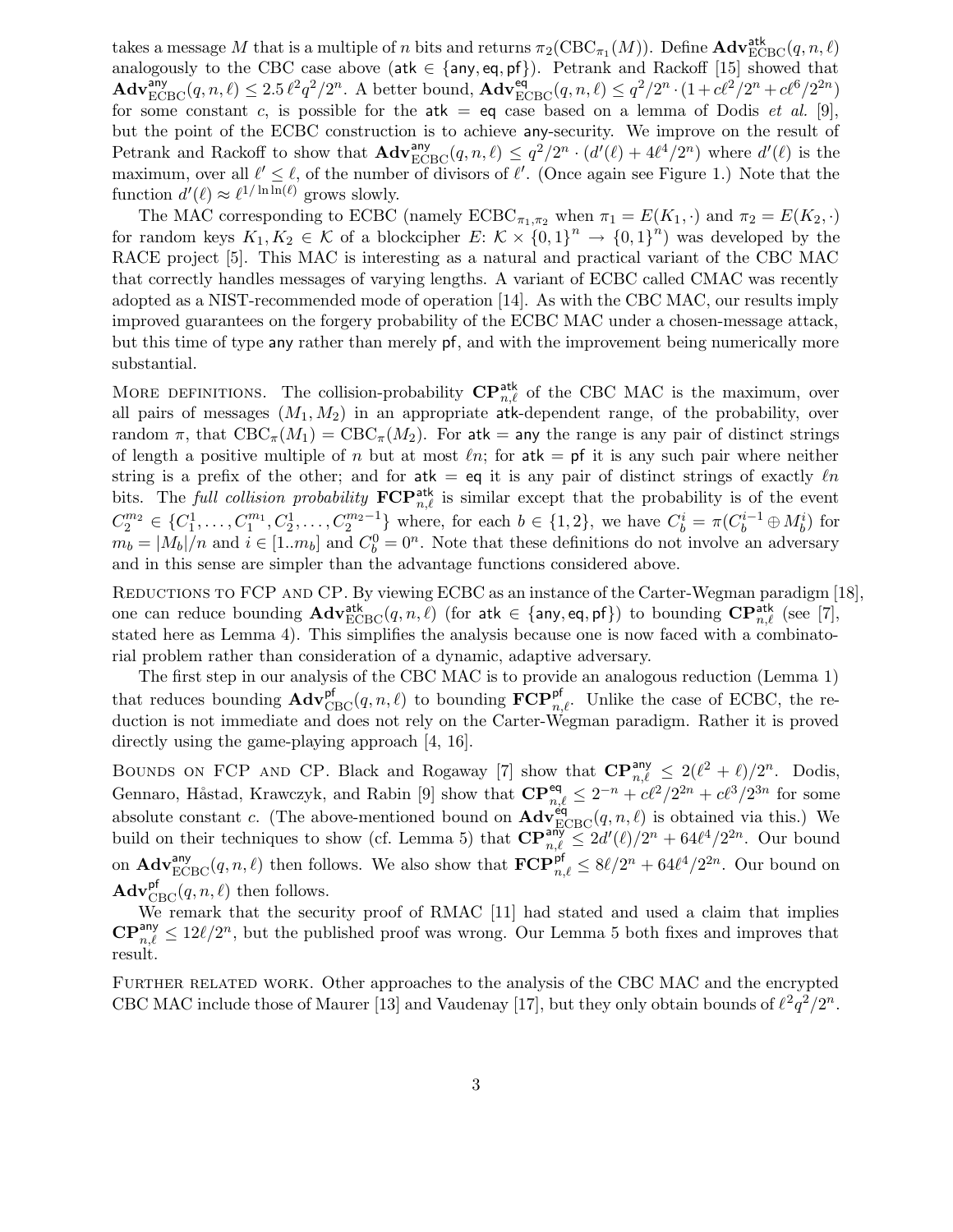takes a message $M$ that is a multiple of $n$ bits and returns $\pi_2(\mathrm{CBC}_{\pi_1}(M))$. Define $\mathbf{Adv}^{\mathsf{atk}}_{\mathrm{ECBC}}(q,n,\ell)$ analogously to the CBC case above ($\mathsf{atk} \in \{\mathsf{any},\mathsf{eq},\mathsf{pf}\}$). Petrank and Rackoff [15] showed that $\mathbf{Adv}^{\mathsf{any}}_{\mathrm{ECBC}}(q,n,\ell) \le 2.5\,\ell^2 q^2/2^n$. A better bound, $\mathbf{Adv}^{\mathsf{eq}}_{\mathrm{ECBC}}(q,n,\ell) \le q^2/2^n \cdot (1 + c\ell^2/2^n + c\ell^6/2^{2n})$ for some constant $c$, is possible for the $\mathsf{atk} = \mathsf{eq}$ case based on a lemma of Dodis *et al.* [9], but the point of the ECBC construction is to achieve $\mathsf{any}$-security. We improve on the result of Petrank and Rackoff to show that $\mathbf{Adv}^{\mathsf{any}}_{\mathrm{ECBC}}(q,n,\ell) \le q^2/2^n \cdot (d'(\ell) + 4\ell^4/2^n)$ where $d'(\ell)$ is the maximum, over all $\ell' \le \ell$, of the number of divisors of $\ell'$. (Once again see Figure 1.) Note that the function $d'(\ell) \approx \ell^{1/\ln\ln(\ell)}$ grows slowly.

The MAC corresponding to ECBC (namely $\mathrm{ECBC}_{\pi_1,\pi_2}$ when $\pi_1 = E(K_1,\cdot)$ and $\pi_2 = E(K_2,\cdot)$ for random keys $K_1, K_2 \in \mathcal{K}$ of a blockcipher $E\colon \mathcal{K} \times \{0,1\}^n \to \{0,1\}^n$) was developed by the RACE project [5]. This MAC is interesting as a natural and practical variant of the CBC MAC that correctly handles messages of varying lengths. A variant of ECBC called CMAC was recently adopted as a NIST-recommended mode of operation [14]. As with the CBC MAC, our results imply improved guarantees on the forgery probability of the ECBC MAC under a chosen-message attack, but this time of type $\mathsf{any}$ rather than merely $\mathsf{pf}$, and with the improvement being numerically more substantial.

More definitions. The collision-probability $\mathbf{CP}^{\mathsf{atk}}_{n,\ell}$ of the CBC MAC is the maximum, over all pairs of messages $(M_1, M_2)$ in an appropriate $\mathsf{atk}$-dependent range, of the probability, over random $\pi$, that $\mathrm{CBC}_\pi(M_1) = \mathrm{CBC}_\pi(M_2)$. For $\mathsf{atk} = \mathsf{any}$ the range is any pair of distinct strings of length a positive multiple of $n$ but at most $\ell n$; for $\mathsf{atk} = \mathsf{pf}$ it is any such pair where neither string is a prefix of the other; and for $\mathsf{atk} = \mathsf{eq}$ it is any pair of distinct strings of exactly $\ell n$ bits. The *full collision probability* $\mathbf{FCP}^{\mathsf{atk}}_{n,\ell}$ is similar except that the probability is of the event $C_2^{m_2} \in \{C_1^1, \ldots, C_1^{m_1}, C_2^1, \ldots, C_2^{m_2-1}\}$ where, for each $b \in \{1,2\}$, we have $C_b^i = \pi(C_b^{i-1} \oplus M_b^i)$ for $m_b = |M_b|/n$ and $i \in [1..m_b]$ and $C_b^0 = 0^n$. Note that these definitions do not involve an adversary and in this sense are simpler than the advantage functions considered above.

Reductions to FCP and CP. By viewing ECBC as an instance of the Carter-Wegman paradigm [18], one can reduce bounding $\mathbf{Adv}^{\mathsf{atk}}_{\mathrm{ECBC}}(q,n,\ell)$ (for $\mathsf{atk} \in \{\mathsf{any},\mathsf{eq},\mathsf{pf}\}$) to bounding $\mathbf{CP}^{\mathsf{atk}}_{n,\ell}$ (see [7], stated here as Lemma 4). This simplifies the analysis because one is now faced with a combinatorial problem rather than consideration of a dynamic, adaptive adversary.

The first step in our analysis of the CBC MAC is to provide an analogous reduction (Lemma 1) that reduces bounding $\mathbf{Adv}^{\mathsf{pf}}_{\mathrm{CBC}}(q,n,\ell)$ to bounding $\mathbf{FCP}^{\mathsf{pf}}_{n,\ell}$. Unlike the case of ECBC, the reduction is not immediate and does not rely on the Carter-Wegman paradigm. Rather it is proved directly using the game-playing approach [4, 16].

Bounds on FCP and CP. Black and Rogaway [7] show that $\mathbf{CP}^{\mathsf{any}}_{n,\ell} \le 2(\ell^2 + \ell)/2^n$. Dodis, Gennaro, Håstad, Krawczyk, and Rabin [9] show that $\mathbf{CP}^{\mathsf{eq}}_{n,\ell} \le 2^{-n} + c\ell^2/2^{2n} + c\ell^3/2^{3n}$ for some absolute constant $c$. (The above-mentioned bound on $\mathbf{Adv}^{\mathsf{eq}}_{\mathrm{ECBC}}(q,n,\ell)$ is obtained via this.) We build on their techniques to show (cf. Lemma 5) that $\mathbf{CP}^{\mathsf{any}}_{n,\ell} \le 2d'(\ell)/2^n + 64\ell^4/2^{2n}$. Our bound on $\mathbf{Adv}^{\mathsf{any}}_{\mathrm{ECBC}}(q,n,\ell)$ then follows. We also show that $\mathbf{FCP}^{\mathsf{pf}}_{n,\ell} \le 8\ell/2^n + 64\ell^4/2^{2n}$. Our bound on $\mathbf{Adv}^{\mathsf{pf}}_{\mathrm{CBC}}(q,n,\ell)$ then follows.

We remark that the security proof of RMAC [11] had stated and used a claim that implies $\mathbf{CP}^{\mathsf{any}}_{n,\ell} \le 12\ell/2^n$, but the published proof was wrong. Our Lemma 5 both fixes and improves that result.

Further related work. Other approaches to the analysis of the CBC MAC and the encrypted CBC MAC include those of Maurer [13] and Vaudenay [17], but they only obtain bounds of $\ell^2 q^2/2^n$.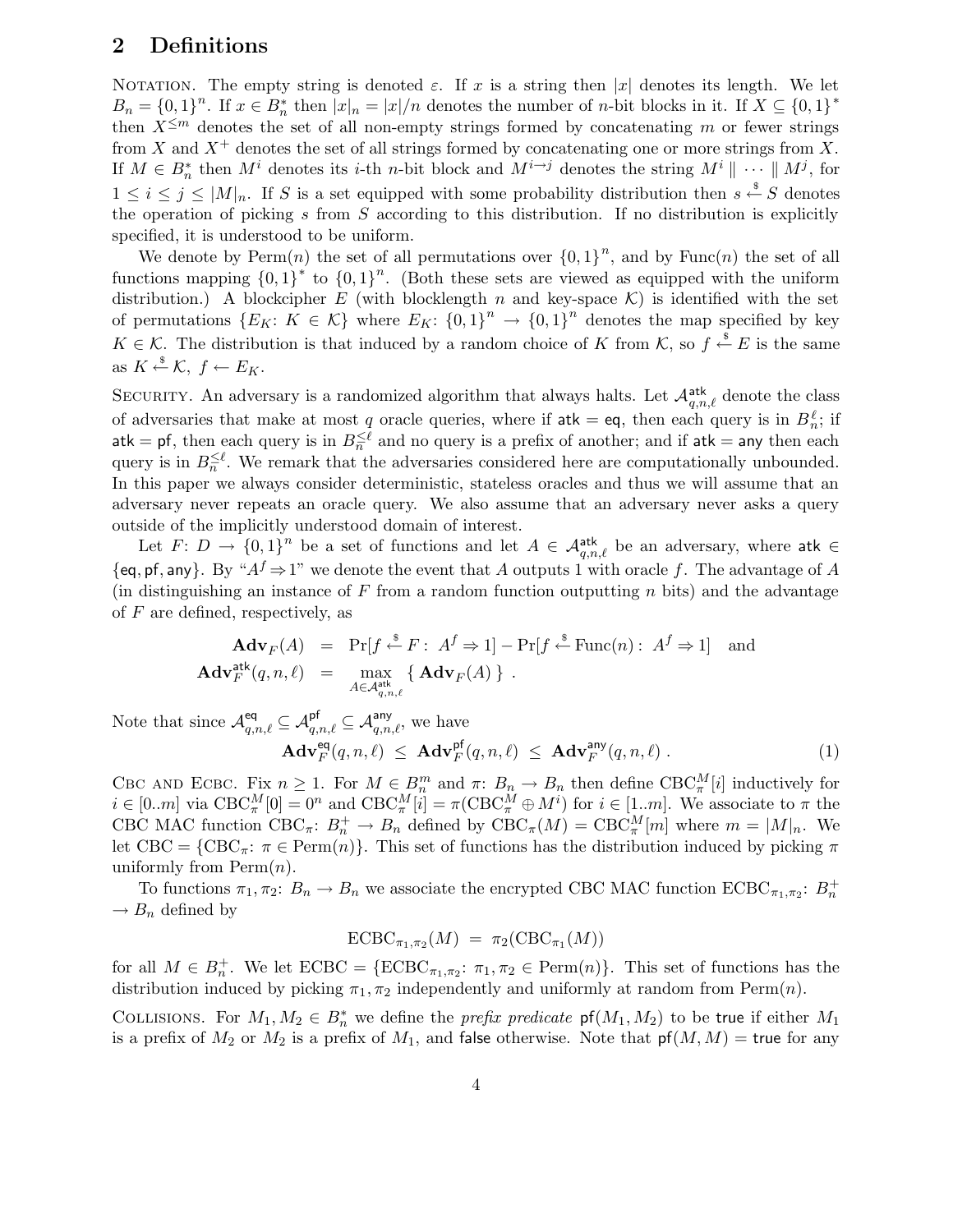## 2 Definitions

NOTATION. The empty string is denoted $\varepsilon$. If $x$ is a string then $|x|$ denotes its length. We let $B_n = \{0,1\}^n$. If $x \in B_n^*$ then $|x|_n = |x|/n$ denotes the number of $n$-bit blocks in it. If $X \subseteq \{0,1\}^*$ then $X^{\leq m}$ denotes the set of all non-empty strings formed by concatenating $m$ or fewer strings from $X$ and $X^+$ denotes the set of all strings formed by concatenating one or more strings from $X$. If $M \in B_n^*$ then $M^i$ denotes its $i$-th $n$-bit block and $M^{i \to j}$ denotes the string $M^i \parallel \cdots \parallel M^j$, for $1 \leq i \leq j \leq |M|_n$. If $S$ is a set equipped with some probability distribution then $s \xleftarrow{\$} S$ denotes the operation of picking $s$ from $S$ according to this distribution. If no distribution is explicitly specified, it is understood to be uniform.

We denote by $\mathrm{Perm}(n)$ the set of all permutations over $\{0,1\}^n$, and by $\mathrm{Func}(n)$ the set of all functions mapping $\{0,1\}^*$ to $\{0,1\}^n$. (Both these sets are viewed as equipped with the uniform distribution.) A blockcipher $E$ (with blocklength $n$ and key-space $\mathcal{K}$) is identified with the set of permutations $\{E_K\colon K \in \mathcal{K}\}$ where $E_K\colon \{0,1\}^n \to \{0,1\}^n$ denotes the map specified by key $K \in \mathcal{K}$. The distribution is that induced by a random choice of $K$ from $\mathcal{K}$, so $f \xleftarrow{\$} E$ is the same as $K \xleftarrow{\$} \mathcal{K},\ f \leftarrow E_K$.

SECURITY. An adversary is a randomized algorithm that always halts. Let $\mathcal{A}^{\mathsf{atk}}_{q,n,\ell}$ denote the class of adversaries that make at most $q$ oracle queries, where if $\mathsf{atk} = \mathsf{eq}$, then each query is in $B_n^\ell$; if $\mathsf{atk} = \mathsf{pf}$, then each query is in $B_n^{\leq \ell}$ and no query is a prefix of another; and if $\mathsf{atk} = \mathsf{any}$ then each query is in $B_n^{\leq \ell}$. We remark that the adversaries considered here are computationally unbounded. In this paper we always consider deterministic, stateless oracles and thus we will assume that an adversary never repeats an oracle query. We also assume that an adversary never asks a query outside of the implicitly understood domain of interest.

Let $F\colon D \to \{0,1\}^n$ be a set of functions and let $A \in \mathcal{A}^{\mathsf{atk}}_{q,n,\ell}$ be an adversary, where $\mathsf{atk} \in \{\mathsf{eq}, \mathsf{pf}, \mathsf{any}\}$. By "$A^f \Rightarrow 1$" we denote the event that $A$ outputs 1 with oracle $f$. The advantage of $A$ (in distinguishing an instance of $F$ from a random function outputting $n$ bits) and the advantage of $F$ are defined, respectively, as

$$
\begin{aligned}
\mathbf{Adv}_F(A) &= \Pr[f \xleftarrow{\$} F:\ A^f \Rightarrow 1] - \Pr[f \xleftarrow{\$} \mathrm{Func}(n):\ A^f \Rightarrow 1] \quad \text{and} \\
\mathbf{Adv}^{\mathsf{atk}}_F(q,n,\ell) &= \max_{A \in \mathcal{A}^{\mathsf{atk}}_{q,n,\ell}} \{\, \mathbf{Adv}_F(A) \,\} \ .
\end{aligned}
$$

Note that since $\mathcal{A}^{\mathsf{eq}}_{q,n,\ell} \subseteq \mathcal{A}^{\mathsf{pf}}_{q,n,\ell} \subseteq \mathcal{A}^{\mathsf{any}}_{q,n,\ell}$, we have

$$
\mathbf{Adv}^{\mathsf{eq}}_F(q,n,\ell) \ \leq\ \mathbf{Adv}^{\mathsf{pf}}_F(q,n,\ell) \ \leq\ \mathbf{Adv}^{\mathsf{any}}_F(q,n,\ell)\ . \tag{1}
$$

CBC AND ECBC. Fix $n \geq 1$. For $M \in B_n^m$ and $\pi\colon B_n \to B_n$ then define $\mathrm{CBC}^M_\pi[i]$ inductively for $i \in [0..m]$ via $\mathrm{CBC}^M_\pi[0] = 0^n$ and $\mathrm{CBC}^M_\pi[i] = \pi(\mathrm{CBC}^M_\pi \oplus M^i)$ for $i \in [1..m]$. We associate to $\pi$ the CBC MAC function $\mathrm{CBC}_\pi\colon B_n^+ \to B_n$ defined by $\mathrm{CBC}_\pi(M) = \mathrm{CBC}^M_\pi[m]$ where $m = |M|_n$. We let $\mathrm{CBC} = \{\mathrm{CBC}_\pi\colon \pi \in \mathrm{Perm}(n)\}$. This set of functions has the distribution induced by picking $\pi$ uniformly from $\mathrm{Perm}(n)$.

To functions $\pi_1, \pi_2\colon B_n \to B_n$ we associate the encrypted CBC MAC function $\mathrm{ECBC}_{\pi_1,\pi_2}\colon B_n^+ \to B_n$ defined by

$$
\mathrm{ECBC}_{\pi_1,\pi_2}(M) \ =\ \pi_2(\mathrm{CBC}_{\pi_1}(M))
$$

for all $M \in B_n^+$. We let $\mathrm{ECBC} = \{\mathrm{ECBC}_{\pi_1,\pi_2}\colon \pi_1, \pi_2 \in \mathrm{Perm}(n)\}$. This set of functions has the distribution induced by picking $\pi_1, \pi_2$ independently and uniformly at random from $\mathrm{Perm}(n)$.

COLLISIONS. For $M_1, M_2 \in B_n^*$ we define the *prefix predicate* $\mathsf{pf}(M_1, M_2)$ to be $\mathsf{true}$ if either $M_1$ is a prefix of $M_2$ or $M_2$ is a prefix of $M_1$, and $\mathsf{false}$ otherwise. Note that $\mathsf{pf}(M, M) = \mathsf{true}$ for any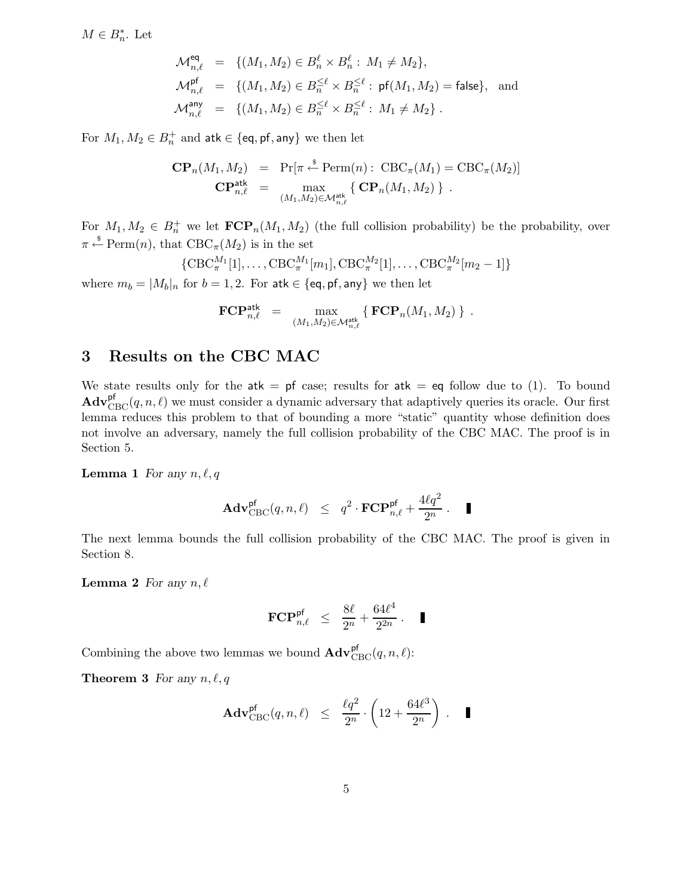$M \in B_n^*$. Let

$$
\begin{aligned}
\mathcal{M}^{\mathsf{eq}}_{n,\ell} &= \{(M_1, M_2) \in B_n^\ell \times B_n^\ell : M_1 \neq M_2\}, \\
\mathcal{M}^{\mathsf{pf}}_{n,\ell} &= \{(M_1, M_2) \in B_n^{\leq \ell} \times B_n^{\leq \ell} : \mathsf{pf}(M_1, M_2) = \mathsf{false}\}, \quad \text{and} \\
\mathcal{M}^{\mathsf{any}}_{n,\ell} &= \{(M_1, M_2) \in B_n^{\leq \ell} \times B_n^{\leq \ell} : M_1 \neq M_2\}.
\end{aligned}
$$

For $M_1, M_2 \in B_n^+$ and $\mathsf{atk} \in \{\mathsf{eq}, \mathsf{pf}, \mathsf{any}\}$ we then let

$$
\begin{aligned}
\mathbf{CP}_n(M_1, M_2) &= \Pr[\pi \stackrel{\$}{\leftarrow} \mathrm{Perm}(n) : \mathrm{CBC}_\pi(M_1) = \mathrm{CBC}_\pi(M_2)] \\
\mathbf{CP}^{\mathsf{atk}}_{n,\ell} &= \max_{(M_1,M_2) \in \mathcal{M}^{\mathsf{atk}}_{n,\ell}} \{ \mathbf{CP}_n(M_1, M_2) \}.
\end{aligned}
$$

For $M_1, M_2 \in B_n^+$ we let $\mathbf{FCP}_n(M_1, M_2)$ (the full collision probability) be the probability, over $\pi \stackrel{\$}{\leftarrow} \mathrm{Perm}(n)$, that $\mathrm{CBC}_\pi(M_2)$ is in the set

$$
\{\mathrm{CBC}_\pi^{M_1}[1], \ldots, \mathrm{CBC}_\pi^{M_1}[m_1], \mathrm{CBC}_\pi^{M_2}[1], \ldots, \mathrm{CBC}_\pi^{M_2}[m_2 - 1]\}
$$

where $m_b = |M_b|_n$ for $b = 1, 2$. For $\mathsf{atk} \in \{\mathsf{eq}, \mathsf{pf}, \mathsf{any}\}$ we then let

$$
\mathbf{FCP}^{\mathsf{atk}}_{n,\ell} = \max_{(M_1,M_2) \in \mathcal{M}^{\mathsf{atk}}_{n,\ell}} \{ \mathbf{FCP}_n(M_1, M_2) \}.
$$

## 3 Results on the CBC MAC

We state results only for the $\mathsf{atk} = \mathsf{pf}$ case; results for $\mathsf{atk} = \mathsf{eq}$ follow due to (1). To bound $\mathbf{Adv}^{\mathsf{pf}}_{\mathrm{CBC}}(q, n, \ell)$ we must consider a dynamic adversary that adaptively queries its oracle. Our first lemma reduces this problem to that of bounding a more "static" quantity whose definition does not involve an adversary, namely the full collision probability of the CBC MAC. The proof is in Section 5.

**Lemma 1** *For any $n, \ell, q$*

$$
\mathbf{Adv}^{\mathsf{pf}}_{\mathrm{CBC}}(q, n, \ell) \leq q^2 \cdot \mathbf{FCP}^{\mathsf{pf}}_{n,\ell} + \frac{4\ell q^2}{2^n}.
$$

The next lemma bounds the full collision probability of the CBC MAC. The proof is given in Section 8.

**Lemma 2** *For any $n, \ell$*

$$
\mathbf{FCP}^{\mathsf{pf}}_{n,\ell} \leq \frac{8\ell}{2^n} + \frac{64\ell^4}{2^{2n}}.
$$

Combining the above two lemmas we bound $\mathbf{Adv}^{\mathsf{pf}}_{\mathrm{CBC}}(q, n, \ell)$:

**Theorem 3** *For any $n, \ell, q$*

$$
\mathbf{Adv}^{\mathsf{pf}}_{\mathrm{CBC}}(q, n, \ell) \leq \frac{\ell q^2}{2^n} \cdot \left(12 + \frac{64\ell^3}{2^n}\right).
$$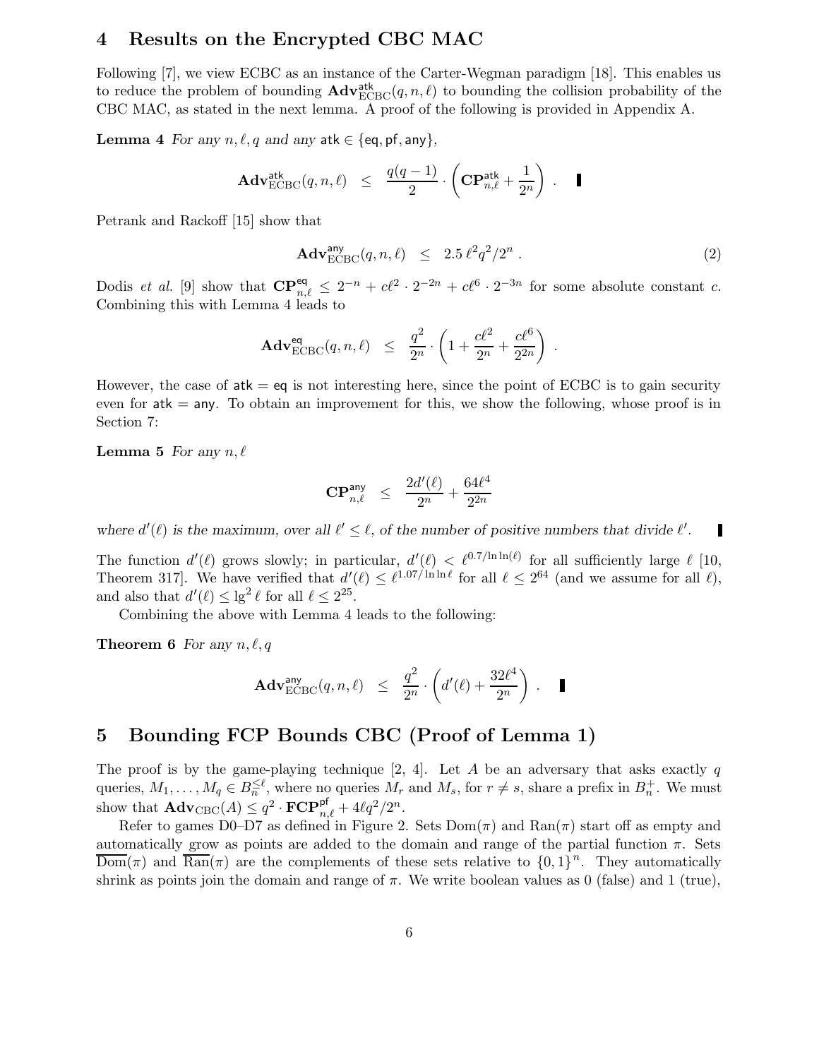## 4 Results on the Encrypted CBC MAC

Following [7], we view ECBC as an instance of the Carter-Wegman paradigm [18]. This enables us to reduce the problem of bounding $\mathbf{Adv}^{\mathsf{atk}}_{\mathrm{ECBC}}(q,n,\ell)$ to bounding the collision probability of the CBC MAC, as stated in the next lemma. A proof of the following is provided in Appendix A.

**Lemma 4** *For any $n, \ell, q$ and any $\mathsf{atk} \in \{\mathsf{eq}, \mathsf{pf}, \mathsf{any}\}$,*

$$\mathbf{Adv}^{\mathsf{atk}}_{\mathrm{ECBC}}(q,n,\ell) \;\; \leq \;\; \frac{q(q-1)}{2} \cdot \left( \mathbf{CP}^{\mathsf{atk}}_{n,\ell} + \frac{1}{2^n} \right) . \quad \blacksquare$$

Petrank and Rackoff [15] show that

$$\mathbf{Adv}^{\mathsf{any}}_{\mathrm{ECBC}}(q,n,\ell) \;\; \leq \;\; 2.5\, \ell^2 q^2 / 2^n . \tag{2}$$

Dodis *et al.* [9] show that $\mathbf{CP}^{\mathsf{eq}}_{n,\ell} \leq 2^{-n} + c\ell^2 \cdot 2^{-2n} + c\ell^6 \cdot 2^{-3n}$ for some absolute constant $c$. Combining this with Lemma 4 leads to

$$\mathbf{Adv}^{\mathsf{eq}}_{\mathrm{ECBC}}(q,n,\ell) \;\; \leq \;\; \frac{q^2}{2^n} \cdot \left( 1 + \frac{c\ell^2}{2^n} + \frac{c\ell^6}{2^{2n}} \right) .$$

However, the case of $\mathsf{atk} = \mathsf{eq}$ is not interesting here, since the point of ECBC is to gain security even for $\mathsf{atk} = \mathsf{any}$. To obtain an improvement for this, we show the following, whose proof is in Section 7:

**Lemma 5** *For any $n, \ell$*

$$\mathbf{CP}^{\mathsf{any}}_{n,\ell} \;\; \leq \;\; \frac{2d'(\ell)}{2^n} + \frac{64\ell^4}{2^{2n}}$$

*where $d'(\ell)$ is the maximum, over all $\ell' \leq \ell$, of the number of positive numbers that divide $\ell'$.* $\blacksquare$

The function $d'(\ell)$ grows slowly; in particular, $d'(\ell) < \ell^{0.7/\ln\ln(\ell)}$ for all sufficiently large $\ell$ [10, Theorem 317]. We have verified that $d'(\ell) \leq \ell^{1.07/\ln\ln\ell}$ for all $\ell \leq 2^{64}$ (and we assume for all $\ell$), and also that $d'(\ell) \leq \lg^2 \ell$ for all $\ell \leq 2^{25}$.

Combining the above with Lemma 4 leads to the following:

**Theorem 6** *For any $n, \ell, q$*

$$\mathbf{Adv}^{\mathsf{any}}_{\mathrm{ECBC}}(q,n,\ell) \;\; \leq \;\; \frac{q^2}{2^n} \cdot \left( d'(\ell) + \frac{32\ell^4}{2^n} \right) . \quad \blacksquare$$

## 5 Bounding FCP Bounds CBC (Proof of Lemma 1)

The proof is by the game-playing technique [2, 4]. Let $A$ be an adversary that asks exactly $q$ queries, $M_1, \ldots, M_q \in B_n^{\leq \ell}$, where no queries $M_r$ and $M_s$, for $r \neq s$, share a prefix in $B_n^+$. We must show that $\mathbf{Adv}_{\mathrm{CBC}}(A) \leq q^2 \cdot \mathbf{FCP}^{\mathsf{pf}}_{n,\ell} + 4\ell q^2/2^n$.

Refer to games D0–D7 as defined in Figure 2. Sets $\mathrm{Dom}(\pi)$ and $\mathrm{Ran}(\pi)$ start off as empty and automatically grow as points are added to the domain and range of the partial function $\pi$. Sets $\overline{\mathrm{Dom}}(\pi)$ and $\overline{\mathrm{Ran}}(\pi)$ are the complements of these sets relative to $\{0,1\}^n$. They automatically shrink as points join the domain and range of $\pi$. We write boolean values as 0 (false) and 1 (true),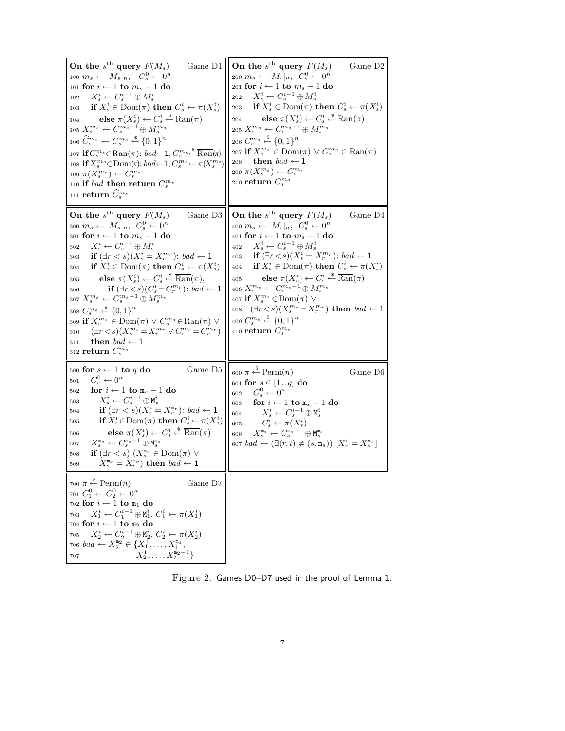**On the $s^{\text{th}}$ query $F(M_s)$** — Game D1

```
100 m_s ← |M_s|_n,  C_s^0 ← 0^n
101 for i ← 1 to m_s − 1 do
102     X_s^i ← C_s^{i−1} ⊕ M_s^i
103     if X_s^i ∈ Dom(π) then C_s^i ← π(X_s^i)
104         else π(X_s^i) ← C_s^i ←$ \overline{Ran}(π)
105 X_s^{m_s} ← C_s^{m_s−1} ⊕ M_s^{m_s}
106 Ĉ_s^{m_s} ← C_s^{m_s} ←$ {0,1}^n
107 if C_s^{m_s} ∈ Ran(π): bad ← 1, C_s^{m_s} ←$ \overline{Ran}(π)
108 if X_s^{m_s} ∈ Dom(π): bad ← 1, C_s^{m_s} ← π(X_s^{m_s})
109 π(X_s^{m_s}) ← C_s^{m_s}
110 if bad then return C_s^{m_s}
111 return Ĉ_s^{m_s}
```

**On the $s^{\text{th}}$ query $F(M_s)$** — Game D2

```
200 m_s ← |M_s|_n,  C_s^0 ← 0^n
201 for i ← 1 to m_s − 1 do
202     X_s^i ← C_s^{i−1} ⊕ M_s^i
203     if X_s^i ∈ Dom(π) then C_s^i ← π(X_s^i)
204         else π(X_s^i) ← C_s^i ←$ \overline{Ran}(π)
205 X_s^{m_s} ← C_s^{m_s−1} ⊕ M_s^{m_s}
206 C_s^{m_s} ←$ {0,1}^n
207 if X_s^{m_s} ∈ Dom(π) ∨ C_s^{m_s} ∈ Ran(π)
208     then bad ← 1
209 π(X_s^{m_s}) ← C_s^{m_s}
210 return C_s^{m_s}
```

**On the $s^{\text{th}}$ query $F(M_s)$** — Game D3

```
300 m_s ← |M_s|_n,  C_s^0 ← 0^n
301 for i ← 1 to m_s − 1 do
302     X_s^i ← C_s^{i−1} ⊕ M_s^i
303     if (∃r < s)(X_s^i = X_r^{m_r}): bad ← 1
304     if X_s^i ∈ Dom(π) then C_s^i ← π(X_s^i)
305         else π(X_s^i) ← C_s^i ←$ \overline{Ran}(π),
306             if (∃r < s)(C_s^i = C_r^{m_r}): bad ← 1
307 X_s^{m_s} ← C_s^{m_s−1} ⊕ M_s^{m_s}
308 C_s^{m_s} ←$ {0,1}^n
309 if X_s^{m_s} ∈ Dom(π) ∨ C_s^{m_s} ∈ Ran(π) ∨
310     (∃r < s)(X_s^{m_s} = X_r^{m_r} ∨ C_s^{m_s} = C_r^{m_r})
311     then bad ← 1
312 return C_s^{m_s}
```

**On the $s^{\text{th}}$ query $F(M_s)$** — Game D4

```
400 m_s ← |M_s|_n,  C_s^0 ← 0^n
401 for i ← 1 to m_s − 1 do
402     X_s^i ← C_s^{i−1} ⊕ M_s^i
403     if (∃r < s)(X_s^i = X_r^{m_r}): bad ← 1
404     if X_s^i ∈ Dom(π) then C_s^i ← π(X_s^i)
405         else π(X_s^i) ← C_s^i ←$ \overline{Ran}(π)
406 X_s^{m_s} ← C_s^{m_s−1} ⊕ M_s^{m_s}
407 if X_s^{m_s} ∈ Dom(π) ∨
408     (∃r < s)(X_s^{m_s} = X_r^{m_r}) then bad ← 1
409 C_s^{m_s} ←$ {0,1}^n
410 return C_s^{m_s}
```

Game D5

```
500 for s ← 1 to q do
501     C_s^0 ← 0^n
502     for i ← 1 to m_s − 1 do
503         X_s^i ← C_s^{i−1} ⊕ M_s^i
504         if (∃r < s)(X_s^i = X_r^{m_r}): bad ← 1
505         if X_s^i ∈ Dom(π) then C_s^i ← π(X_s^i)
506             else π(X_s^i) ← C_s^i ←$ \overline{Ran}(π)
507     X_s^{m_s} ← C_s^{m_s−1} ⊕ M_s^{m_s}
508     if (∃r < s) (X_s^{m_s} ∈ Dom(π) ∨
509         X_s^{m_s} = X_r^{m_r}) then bad ← 1
```

Game D6

```
600 π ←$ Perm(n)
601 for s ∈ [1 .. q] do
602     C_s^0 ← 0^n
603     for i ← 1 to m_s − 1 do
604         X_s^i ← C_s^{i−1} ⊕ M_s^i
605         C_s^i ← π(X_s^i)
606     X_s^{m_s} ← C_s^{m_s−1} ⊕ M_s^{m_s}
607 bad ← (∃(r,i) ≠ (s, m_s)) [X_r^i = X_s^{m_s}]
```

Game D7

```
700 π ←$ Perm(n)
701 C_1^0 ← C_2^0 ← 0^n
702 for i ← 1 to m_1 do
703     X_1^i ← C_1^{i−1} ⊕ M_1^i, C_1^i ← π(X_1^i)
704 for i ← 1 to m_2 do
705     X_2^i ← C_2^{i−1} ⊕ M_2^i, C_2^i ← π(X_2^i)
706 bad ← X_2^{m_2} ∈ {X_1^1, ..., X_1^{m_1},
707                    X_2^1, ..., X_2^{m_2−1}}
```

Figure 2: Games D0–D7 used in the proof of Lemma 1.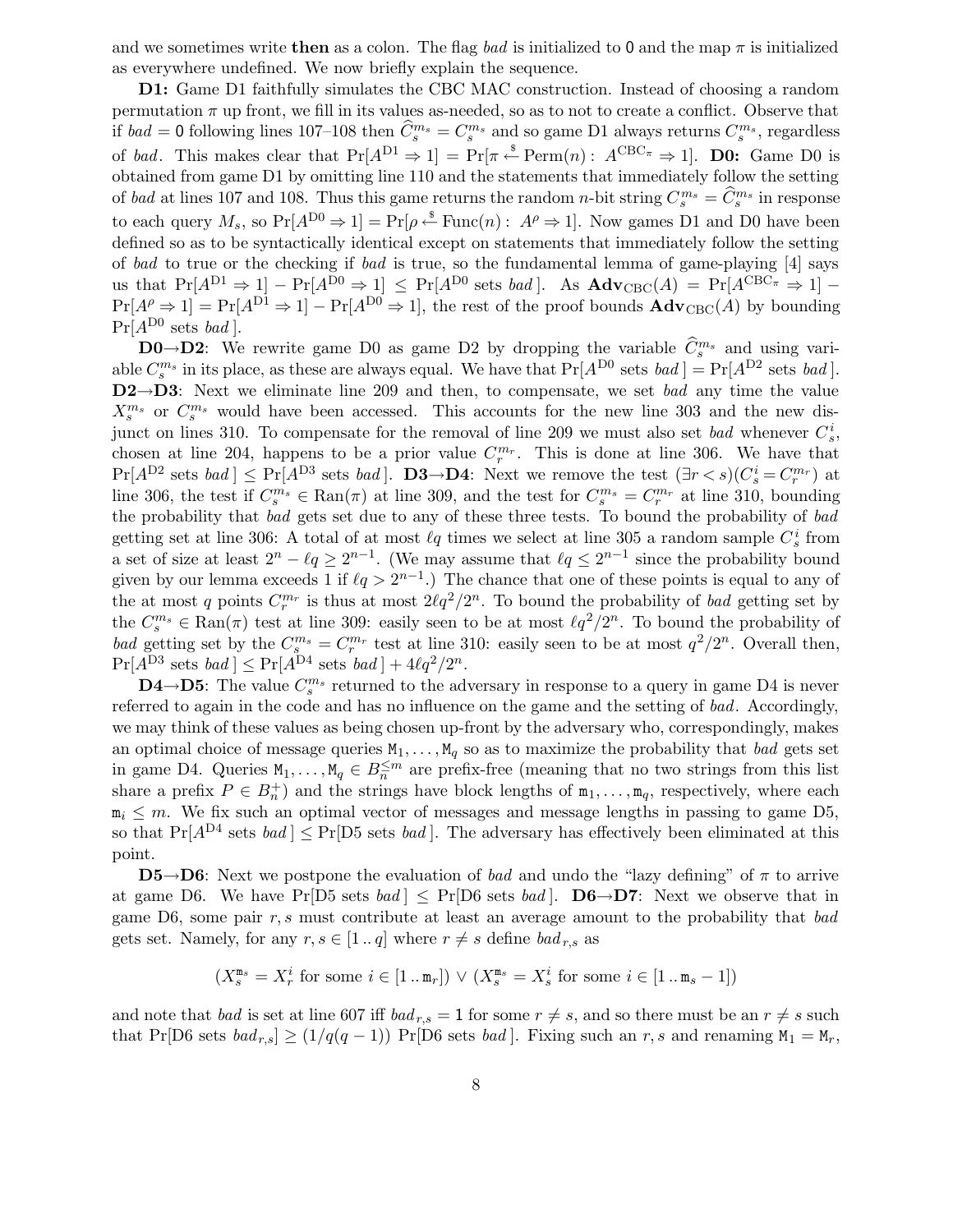and we sometimes write **then** as a colon. The flag *bad* is initialized to 0 and the map $\pi$ is initialized as everywhere undefined. We now briefly explain the sequence.

**D1:** Game D1 faithfully simulates the CBC MAC construction. Instead of choosing a random permutation $\pi$ up front, we fill in its values as-needed, so as to not to create a conflict. Observe that if $bad = 0$ following lines 107–108 then $\widehat{C}_s^{m_s} = C_s^{m_s}$ and so game D1 always returns $C_s^{m_s}$, regardless of *bad*. This makes clear that $\Pr[A^{\mathrm{D1}} \Rightarrow 1] = \Pr[\pi \stackrel{\$}{\leftarrow} \mathrm{Perm}(n) :\ A^{\mathrm{CBC}_\pi} \Rightarrow 1]$. **D0:** Game D0 is obtained from game D1 by omitting line 110 and the statements that immediately follow the setting of *bad* at lines 107 and 108. Thus this game returns the random $n$-bit string $C_s^{m_s} = \widehat{C}_s^{m_s}$ in response to each query $M_s$, so $\Pr[A^{\mathrm{D0}} \Rightarrow 1] = \Pr[\rho \stackrel{\$}{\leftarrow} \mathrm{Func}(n) :\ A^{\rho} \Rightarrow 1]$. Now games D1 and D0 have been defined so as to be syntactically identical except on statements that immediately follow the setting of *bad* to true or the checking if *bad* is true, so the fundamental lemma of game-playing [4] says us that $\Pr[A^{\mathrm{D1}} \Rightarrow 1] - \Pr[A^{\mathrm{D0}} \Rightarrow 1] \leq \Pr[A^{\mathrm{D0}} \text{ sets } bad\,]$. As $\mathbf{Adv}_{\mathrm{CBC}}(A) = \Pr[A^{\mathrm{CBC}_\pi} \Rightarrow 1] - \Pr[A^{\rho} \Rightarrow 1] = \Pr[A^{\mathrm{D1}} \Rightarrow 1] - \Pr[A^{\mathrm{D0}} \Rightarrow 1]$, the rest of the proof bounds $\mathbf{Adv}_{\mathrm{CBC}}(A)$ by bounding $\Pr[A^{\mathrm{D0}} \text{ sets } bad\,]$.

**D0→D2**: We rewrite game D0 as game D2 by dropping the variable $\widehat{C}_s^{m_s}$ and using variable $C_s^{m_s}$ in its place, as these are always equal. We have that $\Pr[A^{\mathrm{D0}} \text{ sets } bad\,] = \Pr[A^{\mathrm{D2}} \text{ sets } bad\,]$. **D2→D3**: Next we eliminate line 209 and then, to compensate, we set *bad* any time the value $X_s^{m_s}$ or $C_s^{m_s}$ would have been accessed. This accounts for the new line 303 and the new disjunct on lines 310. To compensate for the removal of line 209 we must also set *bad* whenever $C_s^i$, chosen at line 204, happens to be a prior value $C_r^{m_r}$. This is done at line 306. We have that $\Pr[A^{\mathrm{D2}} \text{ sets } bad\,] \leq \Pr[A^{\mathrm{D3}} \text{ sets } bad\,]$. **D3→D4**: Next we remove the test $(\exists r < s)(C_s^i = C_r^{m_r})$ at line 306, the test if $C_s^{m_s} \in \mathrm{Ran}(\pi)$ at line 309, and the test for $C_s^{m_s} = C_r^{m_r}$ at line 310, bounding the probability that *bad* gets set due to any of these three tests. To bound the probability of *bad* getting set at line 306: A total of at most $\ell q$ times we select at line 305 a random sample $C_s^i$ from a set of size at least $2^n - \ell q \geq 2^{n-1}$. (We may assume that $\ell q \leq 2^{n-1}$ since the probability bound given by our lemma exceeds 1 if $\ell q > 2^{n-1}$.) The chance that one of these points is equal to any of the at most $q$ points $C_r^{m_r}$ is thus at most $2\ell q^2/2^n$. To bound the probability of *bad* getting set by the $C_s^{m_s} \in \mathrm{Ran}(\pi)$ test at line 309: easily seen to be at most $\ell q^2/2^n$. To bound the probability of *bad* getting set by the $C_s^{m_s} = C_r^{m_r}$ test at line 310: easily seen to be at most $q^2/2^n$. Overall then, $\Pr[A^{\mathrm{D3}} \text{ sets } bad\,] \leq \Pr[A^{\mathrm{D4}} \text{ sets } bad\,] + 4\ell q^2/2^n$.

**D4→D5**: The value $C_s^{m_s}$ returned to the adversary in response to a query in game D4 is never referred to again in the code and has no influence on the game and the setting of *bad*. Accordingly, we may think of these values as being chosen up-front by the adversary who, correspondingly, makes an optimal choice of message queries $\mathtt{M}_1, \ldots, \mathtt{M}_q$ so as to maximize the probability that *bad* gets set in game D4. Queries $\mathtt{M}_1, \ldots, \mathtt{M}_q \in B_n^{\leq m}$ are prefix-free (meaning that no two strings from this list share a prefix $P \in B_n^+$) and the strings have block lengths of $\mathtt{m}_1, \ldots, \mathtt{m}_q$, respectively, where each $\mathtt{m}_i \leq m$. We fix such an optimal vector of messages and message lengths in passing to game D5, so that $\Pr[A^{\mathrm{D4}} \text{ sets } bad\,] \leq \Pr[\mathrm{D5} \text{ sets } bad\,]$. The adversary has effectively been eliminated at this point.

**D5→D6**: Next we postpone the evaluation of *bad* and undo the "lazy defining" of $\pi$ to arrive at game D6. We have $\Pr[\mathrm{D5} \text{ sets } bad\,] \leq \Pr[\mathrm{D6} \text{ sets } bad\,]$. **D6→D7**: Next we observe that in game D6, some pair $r, s$ must contribute at least an average amount to the probability that *bad* gets set. Namely, for any $r, s \in [1\,..\,q]$ where $r \neq s$ define $bad_{r,s}$ as

$$(X_s^{\mathtt{m}_s} = X_r^i \text{ for some } i \in [1\,..\,\mathtt{m}_r]) \vee (X_s^{\mathtt{m}_s} = X_s^i \text{ for some } i \in [1\,..\,\mathtt{m}_s - 1])$$

and note that *bad* is set at line 607 iff $bad_{r,s} = 1$ for some $r \neq s$, and so there must be an $r \neq s$ such that $\Pr[\mathrm{D6} \text{ sets } bad_{r,s}] \geq (1/q(q-1)) \Pr[\mathrm{D6} \text{ sets } bad\,]$. Fixing such an $r, s$ and renaming $\mathtt{M}_1 = \mathtt{M}_r$,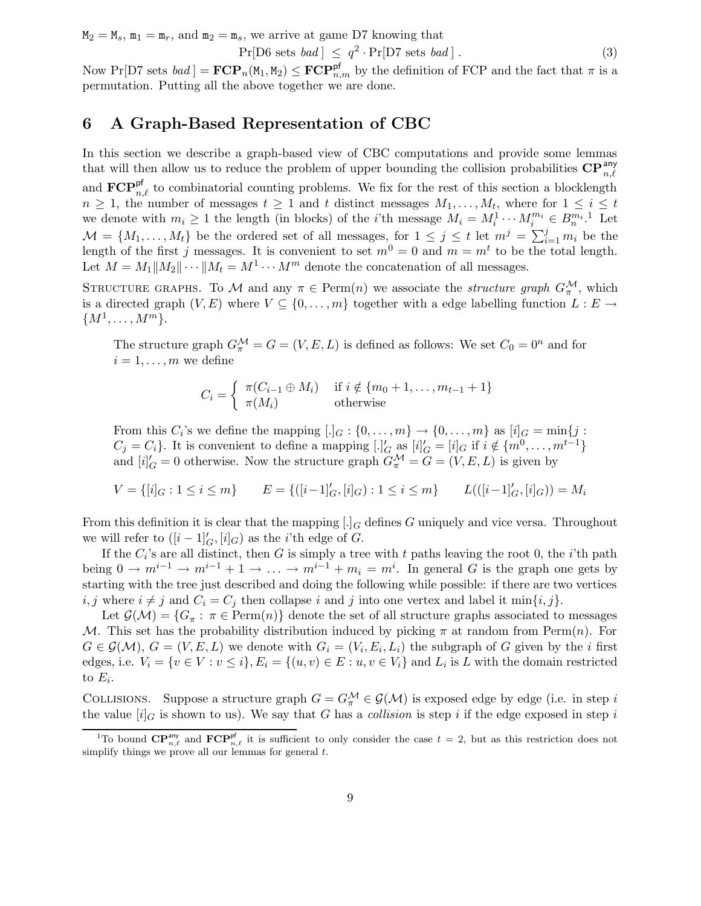$\mathtt{M}_2 = \mathtt{M}_s$, $\mathtt{m}_1 = \mathtt{m}_r$, and $\mathtt{m}_2 = \mathtt{m}_s$, we arrive at game D7 knowing that

$$\Pr[\text{D6 sets } bad\,] \;\le\; q^2 \cdot \Pr[\text{D7 sets } bad\,]\,. \tag{3}$$

Now $\Pr[\text{D7 sets } bad\,] = \mathbf{FCP}_n(\mathtt{M}_1, \mathtt{M}_2) \le \mathbf{FCP}^{\mathsf{pf}}_{n,m}$ by the definition of FCP and the fact that $\pi$ is a permutation. Putting all the above together we are done.

## 6 A Graph-Based Representation of CBC

In this section we describe a graph-based view of CBC computations and provide some lemmas that will then allow us to reduce the problem of upper bounding the collision probabilities $\mathbf{CP}^{\mathsf{any}}_{n,\ell}$ and $\mathbf{FCP}^{\mathsf{pf}}_{n,\ell}$ to combinatorial counting problems. We fix for the rest of this section a blocklength $n \ge 1$, the number of messages $t \ge 1$ and $t$ distinct messages $M_1, \ldots, M_t$, where for $1 \le i \le t$ we denote with $m_i \ge 1$ the length (in blocks) of the $i$'th message $M_i = M_i^1 \cdots M_i^{m_i} \in B_n^{m_i}$.[1] Let $\mathcal{M} = \{M_1, \ldots, M_t\}$ be the ordered set of all messages, for $1 \le j \le t$ let $m^j = \sum_{i=1}^{j} m_i$ be the length of the first $j$ messages. It is convenient to set $m^0 = 0$ and $m = m^t$ to be the total length. Let $M = M_1 \| M_2 \| \cdots \| M_t = M^1 \cdots M^m$ denote the concatenation of all messages.

Structure graphs. To $\mathcal{M}$ and any $\pi \in \mathrm{Perm}(n)$ we associate the *structure graph* $G^{\mathcal{M}}_{\pi}$, which is a directed graph $(V, E)$ where $V \subseteq \{0, \ldots, m\}$ together with a edge labelling function $L : E \to \{M^1, \ldots, M^m\}$.

The structure graph $G^{\mathcal{M}}_{\pi} = G = (V, E, L)$ is defined as follows: We set $C_0 = 0^n$ and for $i = 1, \ldots, m$ we define

$$C_i = \begin{cases} \pi(C_{i-1} \oplus M_i) & \text{if } i \notin \{m_0 + 1, \ldots, m_{t-1} + 1\} \\ \pi(M_i) & \text{otherwise} \end{cases}$$

From this $C_i$'s we define the mapping $[.]_G : \{0, \ldots, m\} \to \{0, \ldots, m\}$ as $[i]_G = \min\{j : C_j = C_i\}$. It is convenient to define a mapping $[.]'_G$ as $[i]'_G = [i]_G$ if $i \notin \{m^0, \ldots, m^{t-1}\}$ and $[i]'_G = 0$ otherwise. Now the structure graph $G^{\mathcal{M}}_{\pi} = G = (V, E, L)$ is given by

$$V = \{[i]_G : 1 \le i \le m\} \qquad E = \{([i-1]'_G, [i]_G) : 1 \le i \le m\} \qquad L(([i-1]'_G, [i]_G)) = M_i$$

From this definition it is clear that the mapping $[.]_G$ defines $G$ uniquely and vice versa. Throughout we will refer to $([i-1]'_G, [i]_G)$ as the $i$'th edge of $G$.

If the $C_i$'s are all distinct, then $G$ is simply a tree with $t$ paths leaving the root 0, the $i$'th path being $0 \to m^{i-1} \to m^{i-1} + 1 \to \ldots \to m^{i-1} + m_i = m^i$. In general $G$ is the graph one gets by starting with the tree just described and doing the following while possible: if there are two vertices $i, j$ where $i \ne j$ and $C_i = C_j$ then collapse $i$ and $j$ into one vertex and label it $\min\{i, j\}$.

Let $\mathcal{G}(\mathcal{M}) = \{G_\pi : \pi \in \mathrm{Perm}(n)\}$ denote the set of all structure graphs associated to messages $\mathcal{M}$. This set has the probability distribution induced by picking $\pi$ at random from $\mathrm{Perm}(n)$. For $G \in \mathcal{G}(\mathcal{M})$, $G = (V, E, L)$ we denote with $G_i = (V_i, E_i, L_i)$ the subgraph of $G$ given by the $i$ first edges, i.e. $V_i = \{v \in V : v \le i\}$, $E_i = \{(u, v) \in E : u, v \in V_i\}$ and $L_i$ is $L$ with the domain restricted to $E_i$.

Collisions. Suppose a structure graph $G = G^{\mathcal{M}}_{\pi} \in \mathcal{G}(\mathcal{M})$ is exposed edge by edge (i.e. in step $i$ the value $[i]_G$ is shown to us). We say that $G$ has a *collision* is step $i$ if the edge exposed in step $i$

[1] To bound $\mathbf{CP}^{\mathsf{any}}_{n,\ell}$ and $\mathbf{FCP}^{\mathsf{pf}}_{n,\ell}$ it is sufficient to only consider the case $t = 2$, but as this restriction does not simplify things we prove all our lemmas for general $t$.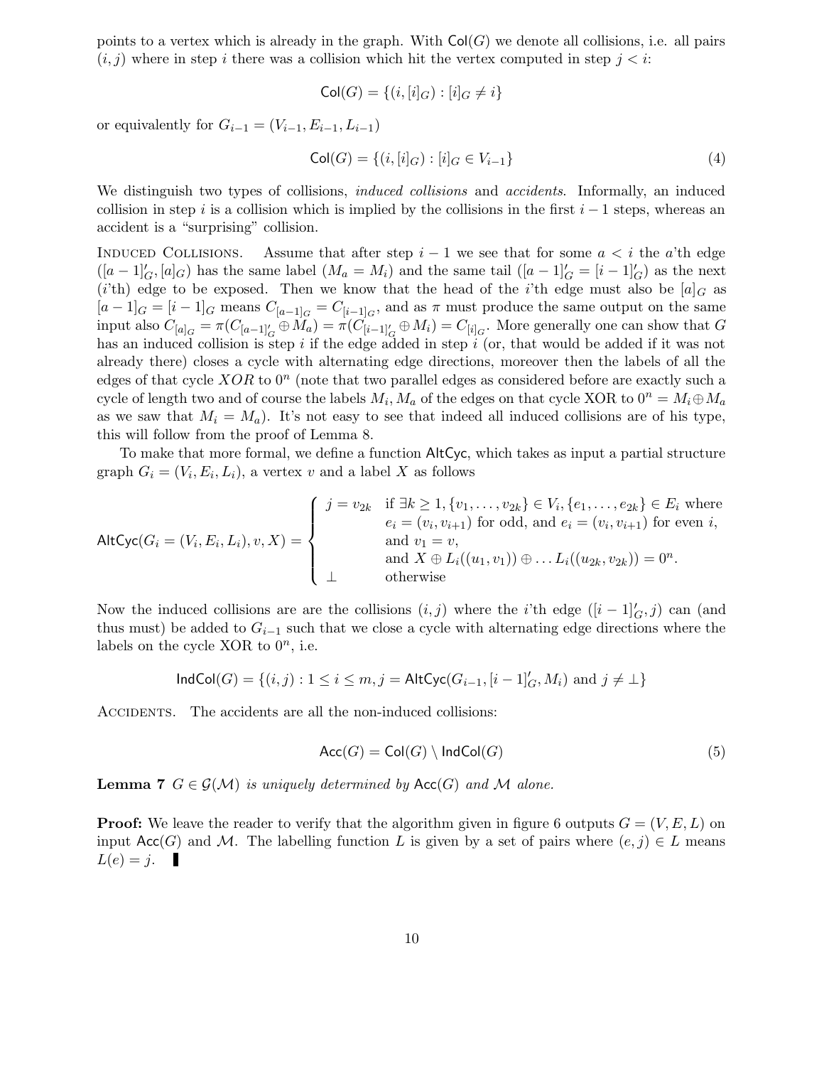points to a vertex which is already in the graph. With $\mathsf{Col}(G)$ we denote all collisions, i.e. all pairs $(i, j)$ where in step $i$ there was a collision which hit the vertex computed in step $j < i$:

$$\mathsf{Col}(G) = \{(i, [i]_G) : [i]_G \neq i\}$$

or equivalently for $G_{i-1} = (V_{i-1}, E_{i-1}, L_{i-1})$

$$\mathsf{Col}(G) = \{(i, [i]_G) : [i]_G \in V_{i-1}\} \tag{4}$$

We distinguish two types of collisions, *induced collisions* and *accidents*. Informally, an induced collision in step $i$ is a collision which is implied by the collisions in the first $i-1$ steps, whereas an accident is a "surprising" collision.

INDUCED COLLISIONS. Assume that after step $i-1$ we see that for some $a < i$ the $a$'th edge $([a-1]'_G, [a]_G)$ has the same label ($M_a = M_i$) and the same tail ($[a-1]'_G = [i-1]'_G$) as the next ($i$'th) edge to be exposed. Then we know that the head of the $i$'th edge must also be $[a]_G$ as $[a-1]_G = [i-1]_G$ means $C_{[a-1]_G} = C_{[i-1]_G}$, and as $\pi$ must produce the same output on the same input also $C_{[a]_G} = \pi(C_{[a-1]'_G} \oplus M_a) = \pi(C_{[i-1]'_G} \oplus M_i) = C_{[i]_G}$. More generally one can show that $G$ has an induced collision is step $i$ if the edge added in step $i$ (or, that would be added if it was not already there) closes a cycle with alternating edge directions, moreover then the labels of all the edges of that cycle $XOR$ to $0^n$ (note that two parallel edges as considered before are exactly such a cycle of length two and of course the labels $M_i, M_a$ of the edges on that cycle XOR to $0^n = M_i \oplus M_a$ as we saw that $M_i = M_a$). It's not easy to see that indeed all induced collisions are of his type, this will follow from the proof of Lemma 8.

To make that more formal, we define a function $\mathsf{AltCyc}$, which takes as input a partial structure graph $G_i = (V_i, E_i, L_i)$, a vertex $v$ and a label $X$ as follows

$$\mathsf{AltCyc}(G_i = (V_i, E_i, L_i), v, X) = \begin{cases} j = v_{2k} & \text{if } \exists k \geq 1, \{v_1, \ldots, v_{2k}\} \in V_i, \{e_1, \ldots, e_{2k}\} \in E_i \text{ where} \\ & e_i = (v_i, v_{i+1}) \text{ for odd, and } e_i = (v_i, v_{i+1}) \text{ for even } i, \\ & \text{and } v_1 = v, \\ & \text{and } X \oplus L_i((u_1, v_1)) \oplus \ldots L_i((u_{2k}, v_{2k})) = 0^n. \\ \perp & \text{otherwise} \end{cases}$$

Now the induced collisions are are the collisions $(i, j)$ where the $i$'th edge $([i-1]'_G, j)$ can (and thus must) be added to $G_{i-1}$ such that we close a cycle with alternating edge directions where the labels on the cycle XOR to $0^n$, i.e.

$$\mathsf{IndCol}(G) = \{(i, j) : 1 \leq i \leq m, j = \mathsf{AltCyc}(G_{i-1}, [i-1]'_G, M_i) \text{ and } j \neq \perp\}$$

ACCIDENTS. The accidents are all the non-induced collisions:

$$\mathsf{Acc}(G) = \mathsf{Col}(G) \setminus \mathsf{IndCol}(G) \tag{5}$$

**Lemma 7** *$G \in \mathcal{G}(\mathcal{M})$ is uniquely determined by $\mathsf{Acc}(G)$ and $\mathcal{M}$ alone.*

**Proof:** We leave the reader to verify that the algorithm given in figure 6 outputs $G = (V, E, L)$ on input $\mathsf{Acc}(G)$ and $\mathcal{M}$. The labelling function $L$ is given by a set of pairs where $(e, j) \in L$ means $L(e) = j$. ∎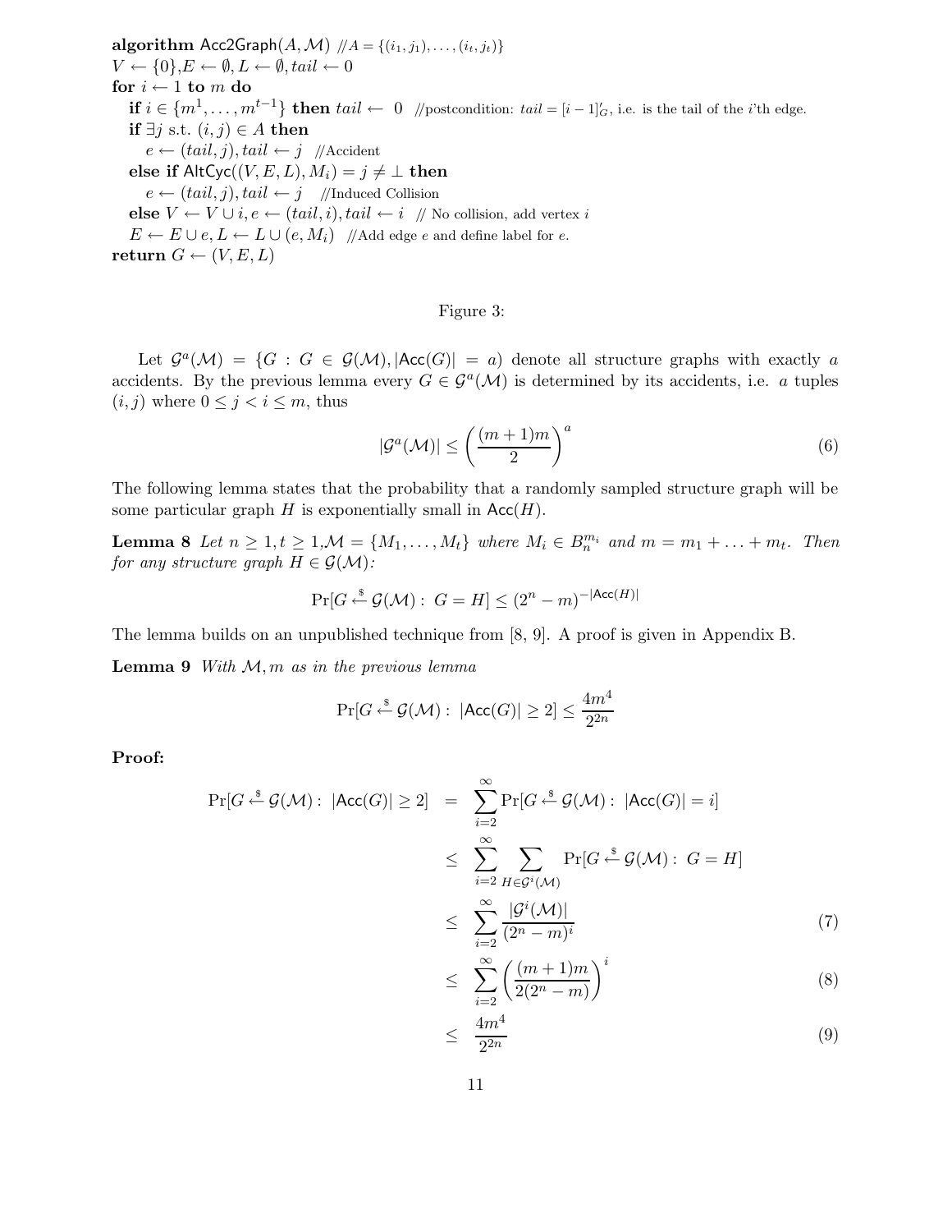```
algorithm Acc2Graph(A, M)  //A = {(i_1, j_1), ..., (i_t, j_t)}
V ← {0}, E ← ∅, L ← ∅, tail ← 0
for i ← 1 to m do
   if i ∈ {m^1, ..., m^{t-1}} then tail ← 0  //postcondition: tail = [i − 1]'_G, i.e. is the tail of the i'th edge.
   if ∃j s.t. (i, j) ∈ A then
      e ← (tail, j), tail ← j  //Accident
   else if AltCyc((V, E, L), M_i) = j ≠ ⊥ then
      e ← (tail, j), tail ← j  //Induced Collision
   else V ← V ∪ i, e ← (tail, i), tail ← i  // No collision, add vertex i
   E ← E ∪ e, L ← L ∪ (e, M_i)  //Add edge e and define label for e.
return G ← (V, E, L)
```

Figure 3:

Let $\mathcal{G}^a(\mathcal{M}) = \{G : G \in \mathcal{G}(\mathcal{M}), |\mathsf{Acc}(G)| = a)$ denote all structure graphs with exactly $a$ accidents. By the previous lemma every $G \in \mathcal{G}^a(\mathcal{M})$ is determined by its accidents, i.e. $a$ tuples $(i, j)$ where $0 \le j < i \le m$, thus

$$|\mathcal{G}^a(\mathcal{M})| \le \left(\frac{(m+1)m}{2}\right)^a \tag{6}$$

The following lemma states that the probability that a randomly sampled structure graph will be some particular graph $H$ is exponentially small in $\mathsf{Acc}(H)$.

**Lemma 8** *Let $n \ge 1, t \ge 1, \mathcal{M} = \{M_1, \ldots, M_t\}$ where $M_i \in B_n^{m_i}$ and $m = m_1 + \ldots + m_t$. Then for any structure graph $H \in \mathcal{G}(\mathcal{M})$:*

$$\Pr[G \xleftarrow{\$} \mathcal{G}(\mathcal{M}) : \; G = H] \le (2^n - m)^{-|\mathsf{Acc}(H)|}$$

The lemma builds on an unpublished technique from [8, 9]. A proof is given in Appendix B.

**Lemma 9** *With $\mathcal{M}, m$ as in the previous lemma*

$$\Pr[G \xleftarrow{\$} \mathcal{G}(\mathcal{M}) : \; |\mathsf{Acc}(G)| \ge 2] \le \frac{4m^4}{2^{2n}}$$

**Proof:**

$$\begin{aligned}
\Pr[G \xleftarrow{\$} \mathcal{G}(\mathcal{M}) : \; |\mathsf{Acc}(G)| \ge 2] &= \sum_{i=2}^{\infty} \Pr[G \xleftarrow{\$} \mathcal{G}(\mathcal{M}) : \; |\mathsf{Acc}(G)| = i] \\
&\le \sum_{i=2}^{\infty} \sum_{H \in \mathcal{G}^i(\mathcal{M})} \Pr[G \xleftarrow{\$} \mathcal{G}(\mathcal{M}) : \; G = H] \\
&\le \sum_{i=2}^{\infty} \frac{|\mathcal{G}^i(\mathcal{M})|}{(2^n - m)^i} && (7) \\
&\le \sum_{i=2}^{\infty} \left(\frac{(m+1)m}{2(2^n - m)}\right)^i && (8) \\
&\le \frac{4m^4}{2^{2n}} && (9)
\end{aligned}$$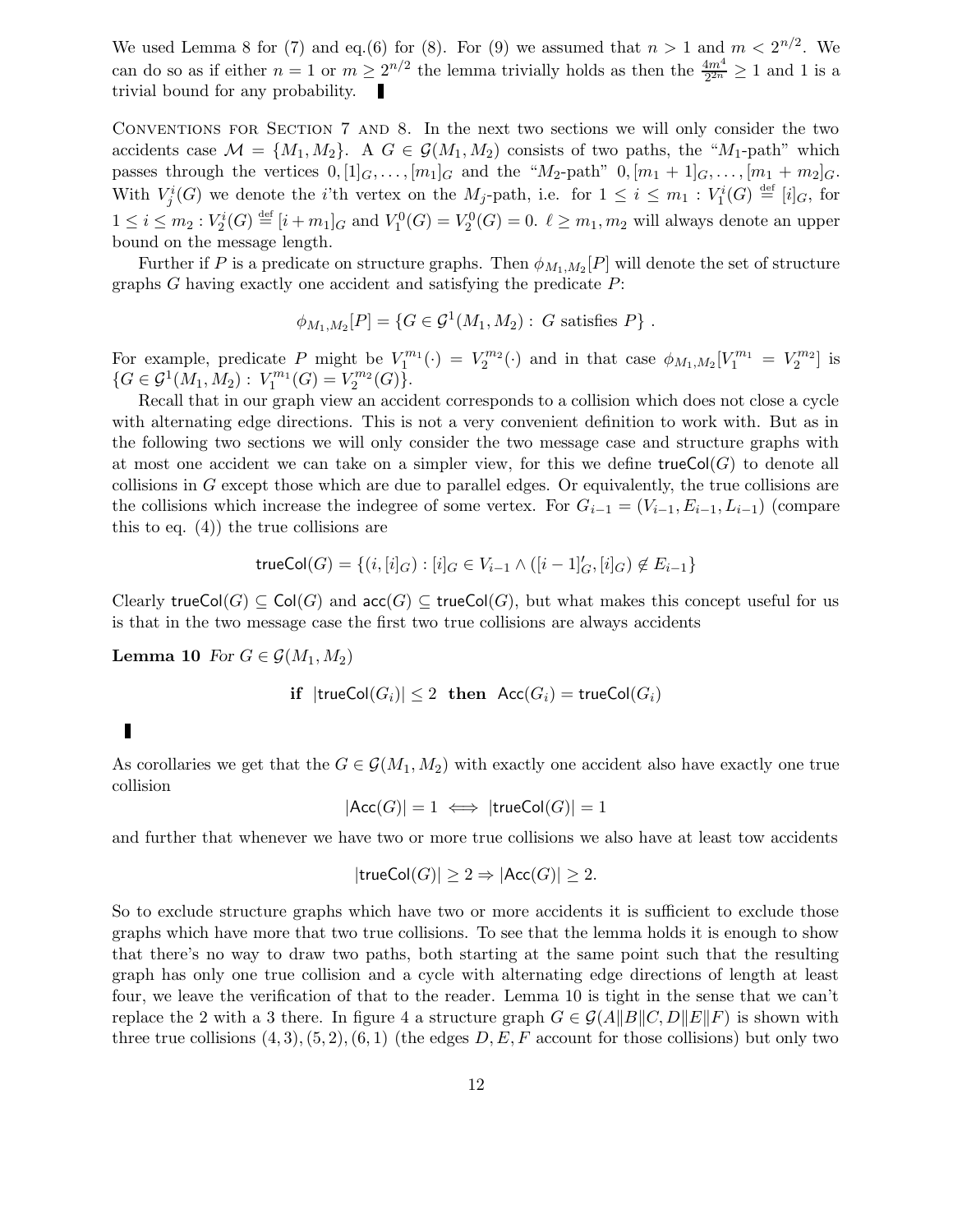We used Lemma 8 for (7) and eq.(6) for (8). For (9) we assumed that $n > 1$ and $m < 2^{n/2}$. We can do so as if either $n = 1$ or $m \geq 2^{n/2}$ the lemma trivially holds as then the $\frac{4m^4}{2^{2n}} \geq 1$ and 1 is a trivial bound for any probability. ∎

Conventions for Section 7 and 8. In the next two sections we will only consider the two accidents case $\mathcal{M} = \{M_1, M_2\}$. A $G \in \mathcal{G}(M_1, M_2)$ consists of two paths, the "$M_1$-path" which passes through the vertices $0, [1]_G, \ldots, [m_1]_G$ and the "$M_2$-path" $0, [m_1 + 1]_G, \ldots, [m_1 + m_2]_G$. With $V_j^i(G)$ we denote the $i$'th vertex on the $M_j$-path, i.e. for $1 \leq i \leq m_1 : V_1^i(G) \stackrel{\text{def}}{=} [i]_G$, for $1 \leq i \leq m_2 : V_2^i(G) \stackrel{\text{def}}{=} [i + m_1]_G$ and $V_1^0(G) = V_2^0(G) = 0$. $\ell \geq m_1, m_2$ will always denote an upper bound on the message length.

Further if $P$ is a predicate on structure graphs. Then $\phi_{M_1,M_2}[P]$ will denote the set of structure graphs $G$ having exactly one accident and satisfying the predicate $P$:

$$\phi_{M_1,M_2}[P] = \{G \in \mathcal{G}^1(M_1, M_2) : G \text{ satisfies } P\} .$$

For example, predicate $P$ might be $V_1^{m_1}(\cdot) = V_2^{m_2}(\cdot)$ and in that case $\phi_{M_1,M_2}[V_1^{m_1} = V_2^{m_2}]$ is $\{G \in \mathcal{G}^1(M_1, M_2) : V_1^{m_1}(G) = V_2^{m_2}(G)\}$.

Recall that in our graph view an accident corresponds to a collision which does not close a cycle with alternating edge directions. This is not a very convenient definition to work with. But as in the following two sections we will only consider the two message case and structure graphs with at most one accident we can take on a simpler view, for this we define $\mathsf{trueCol}(G)$ to denote all collisions in $G$ except those which are due to parallel edges. Or equivalently, the true collisions are the collisions which increase the indegree of some vertex. For $G_{i-1} = (V_{i-1}, E_{i-1}, L_{i-1})$ (compare this to eq. (4)) the true collisions are

$$\mathsf{trueCol}(G) = \{(i, [i]_G) : [i]_G \in V_{i-1} \wedge ([i-1]'_G, [i]_G) \notin E_{i-1}\}$$

Clearly $\mathsf{trueCol}(G) \subseteq \mathsf{Col}(G)$ and $\mathsf{acc}(G) \subseteq \mathsf{trueCol}(G)$, but what makes this concept useful for us is that in the two message case the first two true collisions are always accidents

**Lemma 10** *For $G \in \mathcal{G}(M_1, M_2)$*

$$\textbf{if } \ |\mathsf{trueCol}(G_i)| \leq 2 \ \textbf{ then } \ \mathsf{Acc}(G_i) = \mathsf{trueCol}(G_i)$$

∎

As corollaries we get that the $G \in \mathcal{G}(M_1, M_2)$ with exactly one accident also have exactly one true collision

$$|\mathsf{Acc}(G)| = 1 \iff |\mathsf{trueCol}(G)| = 1$$

and further that whenever we have two or more true collisions we also have at least tow accidents

$$|\mathsf{trueCol}(G)| \geq 2 \Rightarrow |\mathsf{Acc}(G)| \geq 2.$$

So to exclude structure graphs which have two or more accidents it is sufficient to exclude those graphs which have more that two true collisions. To see that the lemma holds it is enough to show that there's no way to draw two paths, both starting at the same point such that the resulting graph has only one true collision and a cycle with alternating edge directions of length at least four, we leave the verification of that to the reader. Lemma 10 is tight in the sense that we can't replace the 2 with a 3 there. In figure 4 a structure graph $G \in \mathcal{G}(A\|B\|C, D\|E\|F)$ is shown with three true collisions $(4, 3), (5, 2), (6, 1)$ (the edges $D, E, F$ account for those collisions) but only two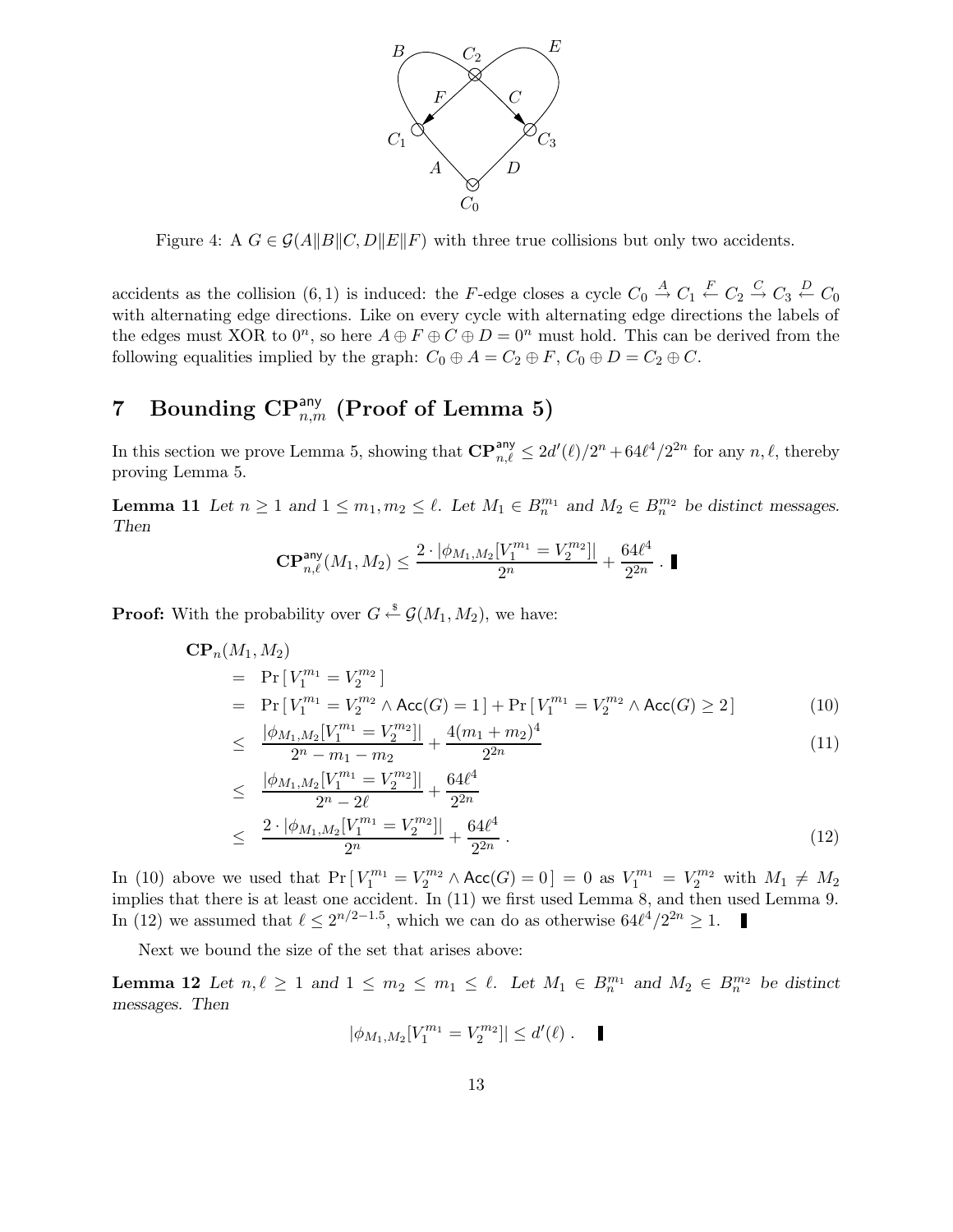Figure 4: A $G \in \mathcal{G}(A\|B\|C, D\|E\|F)$ with three true collisions but only two accidents.

accidents as the collision $(6, 1)$ is induced: the $F$-edge closes a cycle $C_0 \xrightarrow{A} C_1 \xleftarrow{F} C_2 \xrightarrow{C} C_3 \xleftarrow{D} C_0$ with alternating edge directions. Like on every cycle with alternating edge directions the labels of the edges must XOR to $0^n$, so here $A \oplus F \oplus C \oplus D = 0^n$ must hold. This can be derived from the following equalities implied by the graph: $C_0 \oplus A = C_2 \oplus F$, $C_0 \oplus D = C_2 \oplus C$.

# 7 Bounding $\mathbf{CP}^{\mathsf{any}}_{n,m}$ (Proof of Lemma 5)

In this section we prove Lemma 5, showing that $\mathbf{CP}^{\mathsf{any}}_{n,\ell} \leq 2d'(\ell)/2^n + 64\ell^4/2^{2n}$ for any $n, \ell$, thereby proving Lemma 5.

**Lemma 11** *Let $n \geq 1$ and $1 \leq m_1, m_2 \leq \ell$. Let $M_1 \in B_n^{m_1}$ and $M_2 \in B_n^{m_2}$ be distinct messages. Then*

$$\mathbf{CP}^{\mathsf{any}}_{n,\ell}(M_1, M_2) \leq \frac{2 \cdot |\phi_{M_1,M_2}[V_1^{m_1} = V_2^{m_2}]|}{2^n} + \frac{64\ell^4}{2^{2n}} .$$

**Proof:** With the probability over $G \stackrel{\$}{\leftarrow} \mathcal{G}(M_1, M_2)$, we have:

$$
\begin{aligned}
&\mathbf{CP}_n(M_1, M_2) \\
&= \Pr[V_1^{m_1} = V_2^{m_2}] \\
&= \Pr[V_1^{m_1} = V_2^{m_2} \wedge \mathsf{Acc}(G) = 1] + \Pr[V_1^{m_1} = V_2^{m_2} \wedge \mathsf{Acc}(G) \geq 2] \qquad (10)\\
&\leq \frac{|\phi_{M_1,M_2}[V_1^{m_1} = V_2^{m_2}]|}{2^n - m_1 - m_2} + \frac{4(m_1 + m_2)^4}{2^{2n}} \qquad (11)\\
&\leq \frac{|\phi_{M_1,M_2}[V_1^{m_1} = V_2^{m_2}]|}{2^n - 2\ell} + \frac{64\ell^4}{2^{2n}} \\
&\leq \frac{2 \cdot |\phi_{M_1,M_2}[V_1^{m_1} = V_2^{m_2}]|}{2^n} + \frac{64\ell^4}{2^{2n}} . \qquad (12)
\end{aligned}
$$

In (10) above we used that $\Pr[V_1^{m_1} = V_2^{m_2} \wedge \mathsf{Acc}(G) = 0] = 0$ as $V_1^{m_1} = V_2^{m_2}$ with $M_1 \neq M_2$ implies that there is at least one accident. In (11) we first used Lemma 8, and then used Lemma 9. In (12) we assumed that $\ell \leq 2^{n/2-1.5}$, which we can do as otherwise $64\ell^4/2^{2n} \geq 1$. ∎

Next we bound the size of the set that arises above:

**Lemma 12** *Let $n, \ell \geq 1$ and $1 \leq m_2 \leq m_1 \leq \ell$. Let $M_1 \in B_n^{m_1}$ and $M_2 \in B_n^{m_2}$ be distinct messages. Then*

$$|\phi_{M_1,M_2}[V_1^{m_1} = V_2^{m_2}]| \leq d'(\ell) .$$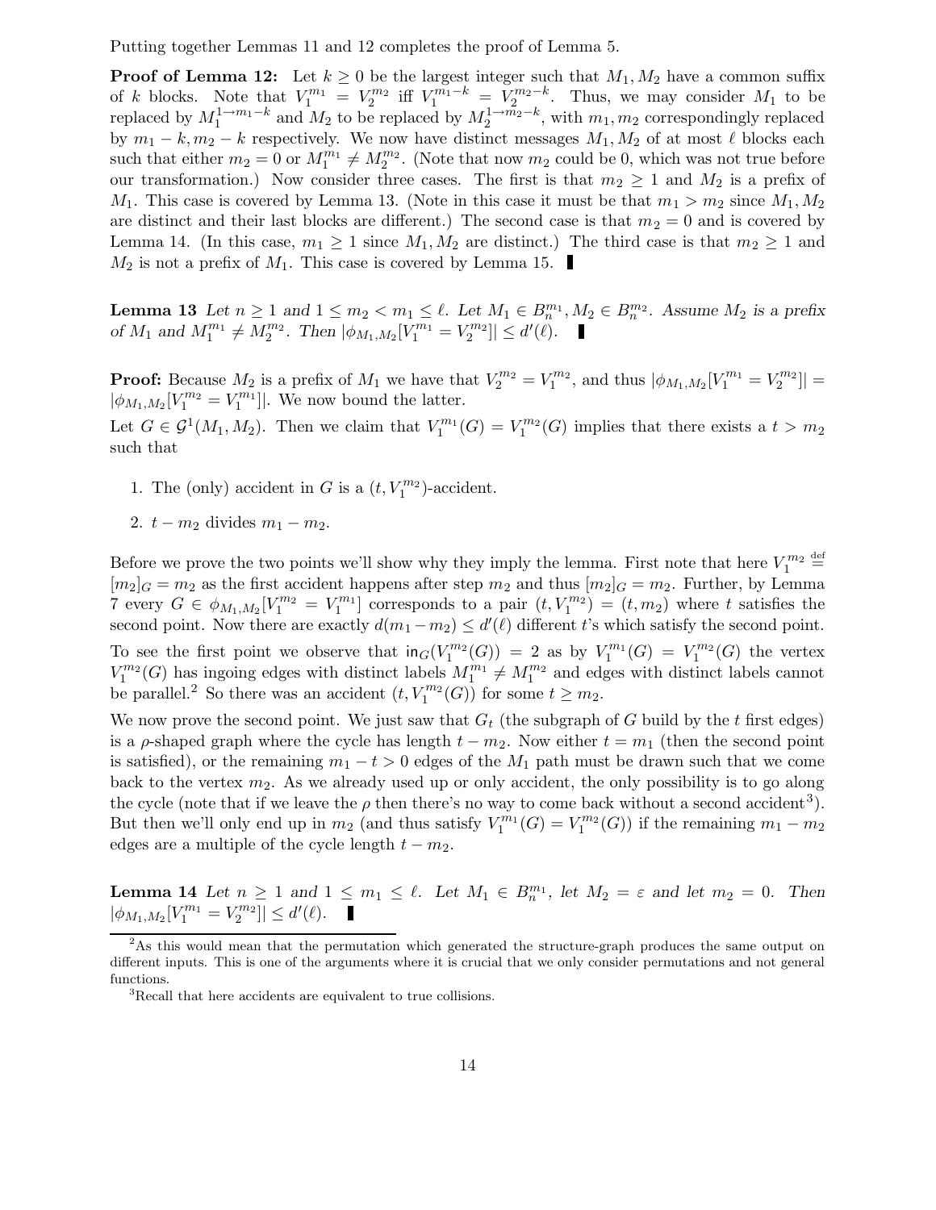Putting together Lemmas 11 and 12 completes the proof of Lemma 5.

**Proof of Lemma 12:** Let $k \geq 0$ be the largest integer such that $M_1, M_2$ have a common suffix of $k$ blocks. Note that $V_1^{m_1} = V_2^{m_2}$ iff $V_1^{m_1-k} = V_2^{m_2-k}$. Thus, we may consider $M_1$ to be replaced by $M_1^{1 \to m_1 - k}$ and $M_2$ to be replaced by $M_2^{1 \to m_2 - k}$, with $m_1, m_2$ correspondingly replaced by $m_1 - k, m_2 - k$ respectively. We now have distinct messages $M_1, M_2$ of at most $\ell$ blocks each such that either $m_2 = 0$ or $M_1^{m_1} \neq M_2^{m_2}$. (Note that now $m_2$ could be 0, which was not true before our transformation.) Now consider three cases. The first is that $m_2 \geq 1$ and $M_2$ is a prefix of $M_1$. This case is covered by Lemma 13. (Note in this case it must be that $m_1 > m_2$ since $M_1, M_2$ are distinct and their last blocks are different.) The second case is that $m_2 = 0$ and is covered by Lemma 14. (In this case, $m_1 \geq 1$ since $M_1, M_2$ are distinct.) The third case is that $m_2 \geq 1$ and $M_2$ is not a prefix of $M_1$. This case is covered by Lemma 15. ∎

**Lemma 13** *Let $n \geq 1$ and $1 \leq m_2 < m_1 \leq \ell$. Let $M_1 \in B_n^{m_1}, M_2 \in B_n^{m_2}$. Assume $M_2$ is a prefix of $M_1$ and $M_1^{m_1} \neq M_2^{m_2}$. Then $|\phi_{M_1,M_2}[V_1^{m_1} = V_2^{m_2}]| \leq d'(\ell)$.* ∎

**Proof:** Because $M_2$ is a prefix of $M_1$ we have that $V_2^{m_2} = V_1^{m_2}$, and thus $|\phi_{M_1,M_2}[V_1^{m_1} = V_2^{m_2}]| = |\phi_{M_1,M_2}[V_1^{m_2} = V_1^{m_1}]|$. We now bound the latter.

Let $G \in \mathcal{G}^1(M_1, M_2)$. Then we claim that $V_1^{m_1}(G) = V_1^{m_2}(G)$ implies that there exists a $t > m_2$ such that

1. The (only) accident in $G$ is a $(t, V_1^{m_2})$-accident.
2. $t - m_2$ divides $m_1 - m_2$.

Before we prove the two points we'll show why they imply the lemma. First note that here $V_1^{m_2} \stackrel{\text{def}}{=} [m_2]_G = m_2$ as the first accident happens after step $m_2$ and thus $[m_2]_G = m_2$. Further, by Lemma 7 every $G \in \phi_{M_1,M_2}[V_1^{m_2} = V_1^{m_1}]$ corresponds to a pair $(t, V_1^{m_2}) = (t, m_2)$ where $t$ satisfies the second point. Now there are exactly $d(m_1 - m_2) \leq d'(\ell)$ different $t$'s which satisfy the second point.

To see the first point we observe that $\mathsf{in}_G(V_1^{m_2}(G)) = 2$ as by $V_1^{m_1}(G) = V_1^{m_2}(G)$ the vertex $V_1^{m_2}(G)$ has ingoing edges with distinct labels $M_1^{m_1} \neq M_1^{m_2}$ and edges with distinct labels cannot be parallel.[2] So there was an accident $(t, V_1^{m_2}(G))$ for some $t \geq m_2$.

We now prove the second point. We just saw that $G_t$ (the subgraph of $G$ build by the $t$ first edges) is a $\rho$-shaped graph where the cycle has length $t - m_2$. Now either $t = m_1$ (then the second point is satisfied), or the remaining $m_1 - t > 0$ edges of the $M_1$ path must be drawn such that we come back to the vertex $m_2$. As we already used up or only accident, the only possibility is to go along the cycle (note that if we leave the $\rho$ then there's no way to come back without a second accident[3]). But then we'll only end up in $m_2$ (and thus satisfy $V_1^{m_1}(G) = V_1^{m_2}(G)$) if the remaining $m_1 - m_2$ edges are a multiple of the cycle length $t - m_2$.

**Lemma 14** *Let $n \geq 1$ and $1 \leq m_1 \leq \ell$. Let $M_1 \in B_n^{m_1}$, let $M_2 = \varepsilon$ and let $m_2 = 0$. Then $|\phi_{M_1,M_2}[V_1^{m_1} = V_2^{m_2}]| \leq d'(\ell)$.* ∎

---

[2] As this would mean that the permutation which generated the structure-graph produces the same output on different inputs. This is one of the arguments where it is crucial that we only consider permutations and not general functions.

[3] Recall that here accidents are equivalent to true collisions.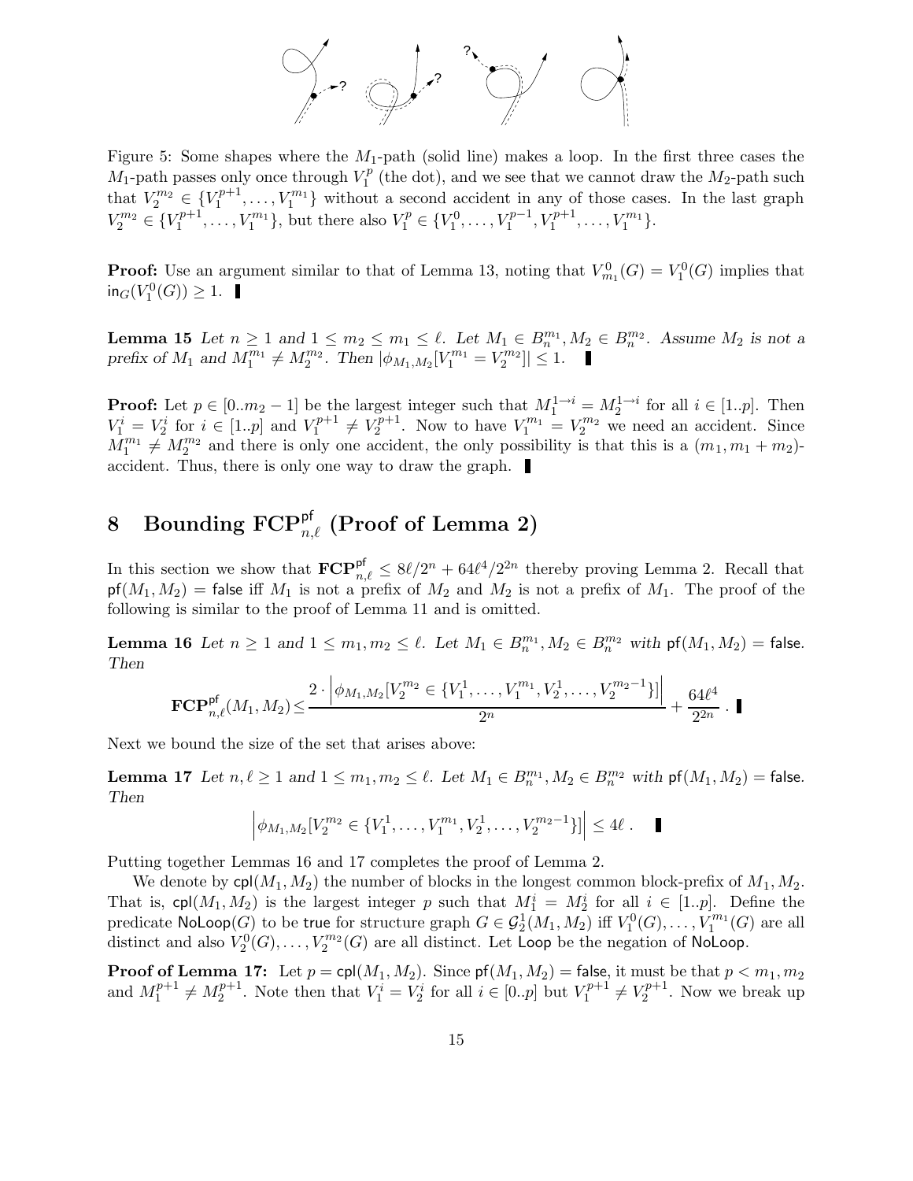Figure 5: Some shapes where the $M_1$-path (solid line) makes a loop. In the first three cases the $M_1$-path passes only once through $V_1^p$ (the dot), and we see that we cannot draw the $M_2$-path such that $V_2^{m_2} \in \{V_1^{p+1}, \ldots, V_1^{m_1}\}$ without a second accident in any of those cases. In the last graph $V_2^{m_2} \in \{V_1^{p+1}, \ldots, V_1^{m_1}\}$, but there also $V_1^p \in \{V_1^0, \ldots, V_1^{p-1}, V_1^{p+1}, \ldots, V_1^{m_1}\}$.

**Proof:** Use an argument similar to that of Lemma 13, noting that $V_{m_1}^0(G) = V_1^0(G)$ implies that $\mathsf{in}_G(V_1^0(G)) \geq 1$. ▌

**Lemma 15** *Let $n \geq 1$ and $1 \leq m_2 \leq m_1 \leq \ell$. Let $M_1 \in B_n^{m_1}, M_2 \in B_n^{m_2}$. Assume $M_2$ is not a prefix of $M_1$ and $M_1^{m_1} \neq M_2^{m_2}$. Then $|\phi_{M_1,M_2}[V_1^{m_1} = V_2^{m_2}]| \leq 1$.* ▌

**Proof:** Let $p \in [0..m_2 - 1]$ be the largest integer such that $M_1^{1\to i} = M_2^{1\to i}$ for all $i \in [1..p]$. Then $V_1^i = V_2^i$ for $i \in [1..p]$ and $V_1^{p+1} \neq V_2^{p+1}$. Now to have $V_1^{m_1} = V_2^{m_2}$ we need an accident. Since $M_1^{m_1} \neq M_2^{m_2}$ and there is only one accident, the only possibility is that this is a $(m_1, m_1 + m_2)$-accident. Thus, there is only one way to draw the graph. ▌

## 8 Bounding $\mathbf{FCP}_{n,\ell}^{\mathsf{pf}}$ (Proof of Lemma 2)

In this section we show that $\mathbf{FCP}_{n,\ell}^{\mathsf{pf}} \leq 8\ell/2^n + 64\ell^4/2^{2n}$ thereby proving Lemma 2. Recall that $\mathsf{pf}(M_1, M_2) = \mathsf{false}$ iff $M_1$ is not a prefix of $M_2$ and $M_2$ is not a prefix of $M_1$. The proof of the following is similar to the proof of Lemma 11 and is omitted.

**Lemma 16** *Let $n \geq 1$ and $1 \leq m_1, m_2 \leq \ell$. Let $M_1 \in B_n^{m_1}, M_2 \in B_n^{m_2}$ with $\mathsf{pf}(M_1, M_2) = \mathsf{false}$. Then*

$$\mathbf{FCP}_{n,\ell}^{\mathsf{pf}}(M_1, M_2) \leq \frac{2 \cdot \left|\phi_{M_1,M_2}[V_2^{m_2} \in \{V_1^1, \ldots, V_1^{m_1}, V_2^1, \ldots, V_2^{m_2-1}\}]\right|}{2^n} + \frac{64\ell^4}{2^{2n}} . \;▌$$

Next we bound the size of the set that arises above:

**Lemma 17** *Let $n, \ell \geq 1$ and $1 \leq m_1, m_2 \leq \ell$. Let $M_1 \in B_n^{m_1}, M_2 \in B_n^{m_2}$ with $\mathsf{pf}(M_1, M_2) = \mathsf{false}$. Then*

$$\left|\phi_{M_1,M_2}[V_2^{m_2} \in \{V_1^1, \ldots, V_1^{m_1}, V_2^1, \ldots, V_2^{m_2-1}\}]\right| \leq 4\ell . \;▌$$

Putting together Lemmas 16 and 17 completes the proof of Lemma 2.

We denote by $\mathsf{cpl}(M_1, M_2)$ the number of blocks in the longest common block-prefix of $M_1, M_2$. That is, $\mathsf{cpl}(M_1, M_2)$ is the largest integer $p$ such that $M_1^i = M_2^i$ for all $i \in [1..p]$. Define the predicate $\mathsf{NoLoop}(G)$ to be $\mathsf{true}$ for structure graph $G \in \mathcal{G}_2^1(M_1, M_2)$ iff $V_1^0(G), \ldots, V_1^{m_1}(G)$ are all distinct and also $V_2^0(G), \ldots, V_2^{m_2}(G)$ are all distinct. Let $\mathsf{Loop}$ be the negation of $\mathsf{NoLoop}$.

**Proof of Lemma 17:** Let $p = \mathsf{cpl}(M_1, M_2)$. Since $\mathsf{pf}(M_1, M_2) = \mathsf{false}$, it must be that $p < m_1, m_2$ and $M_1^{p+1} \neq M_2^{p+1}$. Note then that $V_1^i = V_2^i$ for all $i \in [0..p]$ but $V_1^{p+1} \neq V_2^{p+1}$. Now we break up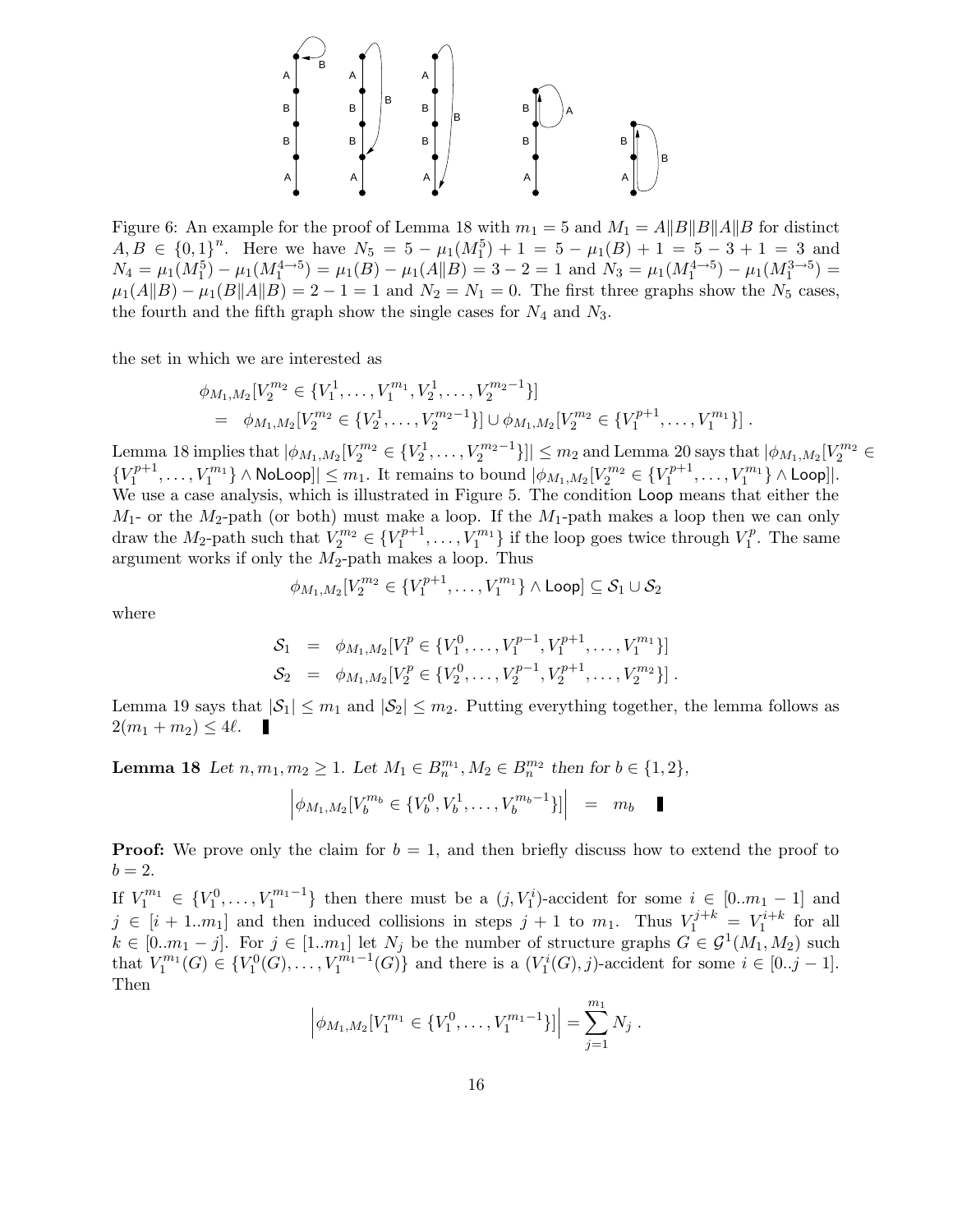Figure 6: An example for the proof of Lemma 18 with $m_1 = 5$ and $M_1 = A\|B\|B\|A\|B$ for distinct $A, B \in \{0,1\}^n$. Here we have $N_5 = 5 - \mu_1(M_1^5) + 1 = 5 - \mu_1(B) + 1 = 5 - 3 + 1 = 3$ and $N_4 = \mu_1(M_1^5) - \mu_1(M_1^{4\to5}) = \mu_1(B) - \mu_1(A\|B) = 3 - 2 = 1$ and $N_3 = \mu_1(M_1^{4\to5}) - \mu_1(M_1^{3\to5}) = \mu_1(A\|B) - \mu_1(B\|A\|B) = 2 - 1 = 1$ and $N_2 = N_1 = 0$. The first three graphs show the $N_5$ cases, the fourth and the fifth graph show the single cases for $N_4$ and $N_3$.

the set in which we are interested as

$$
\begin{aligned}
&\phi_{M_1,M_2}[V_2^{m_2} \in \{V_1^1, \ldots, V_1^{m_1}, V_2^1, \ldots, V_2^{m_2-1}\}] \\
&= \phi_{M_1,M_2}[V_2^{m_2} \in \{V_2^1, \ldots, V_2^{m_2-1}\}] \cup \phi_{M_1,M_2}[V_2^{m_2} \in \{V_1^{p+1}, \ldots, V_1^{m_1}\}] .
\end{aligned}
$$

Lemma 18 implies that $|\phi_{M_1,M_2}[V_2^{m_2} \in \{V_2^1, \ldots, V_2^{m_2-1}\}]| \le m_2$ and Lemma 20 says that $|\phi_{M_1,M_2}[V_2^{m_2} \in \{V_1^{p+1}, \ldots, V_1^{m_1}\} \wedge \mathsf{NoLoop}]| \le m_1$. It remains to bound $|\phi_{M_1,M_2}[V_2^{m_2} \in \{V_1^{p+1}, \ldots, V_1^{m_1}\} \wedge \mathsf{Loop}]|$. We use a case analysis, which is illustrated in Figure 5. The condition $\mathsf{Loop}$ means that either the $M_1$- or the $M_2$-path (or both) must make a loop. If the $M_1$-path makes a loop then we can only draw the $M_2$-path such that $V_2^{m_2} \in \{V_1^{p+1}, \ldots, V_1^{m_1}\}$ if the loop goes twice through $V_1^p$. The same argument works if only the $M_2$-path makes a loop. Thus

$$
\phi_{M_1,M_2}[V_2^{m_2} \in \{V_1^{p+1}, \ldots, V_1^{m_1}\} \wedge \mathsf{Loop}] \subseteq \mathcal{S}_1 \cup \mathcal{S}_2
$$

where

$$
\begin{aligned}
\mathcal{S}_1 &= \phi_{M_1,M_2}[V_1^p \in \{V_1^0, \ldots, V_1^{p-1}, V_1^{p+1}, \ldots, V_1^{m_1}\}] \\
\mathcal{S}_2 &= \phi_{M_1,M_2}[V_2^p \in \{V_2^0, \ldots, V_2^{p-1}, V_2^{p+1}, \ldots, V_2^{m_2}\}] .
\end{aligned}
$$

Lemma 19 says that $|\mathcal{S}_1| \le m_1$ and $|\mathcal{S}_2| \le m_2$. Putting everything together, the lemma follows as $2(m_1 + m_2) \le 4\ell$. ∎

**Lemma 18** *Let $n, m_1, m_2 \ge 1$. Let $M_1 \in B_n^{m_1}, M_2 \in B_n^{m_2}$ then for $b \in \{1, 2\}$,*

$$
\left|\phi_{M_1,M_2}[V_b^{m_b} \in \{V_b^0, V_b^1, \ldots, V_b^{m_b-1}\}]\right| = m_b \quad ∎
$$

**Proof:** We prove only the claim for $b = 1$, and then briefly discuss how to extend the proof to $b = 2$.

If $V_1^{m_1} \in \{V_1^0, \ldots, V_1^{m_1-1}\}$ then there must be a $(j, V_1^i)$-accident for some $i \in [0..m_1 - 1]$ and $j \in [i + 1..m_1]$ and then induced collisions in steps $j + 1$ to $m_1$. Thus $V_1^{j+k} = V_1^{i+k}$ for all $k \in [0..m_1 - j]$. For $j \in [1..m_1]$ let $N_j$ be the number of structure graphs $G \in \mathcal{G}^1(M_1, M_2)$ such that $V_1^{m_1}(G) \in \{V_1^0(G), \ldots, V_1^{m_1-1}(G)\}$ and there is a $(V_1^i(G), j)$-accident for some $i \in [0..j - 1]$. Then

$$
\left|\phi_{M_1,M_2}[V_1^{m_1} \in \{V_1^0, \ldots, V_1^{m_1-1}\}]\right| = \sum_{j=1}^{m_1} N_j .
$$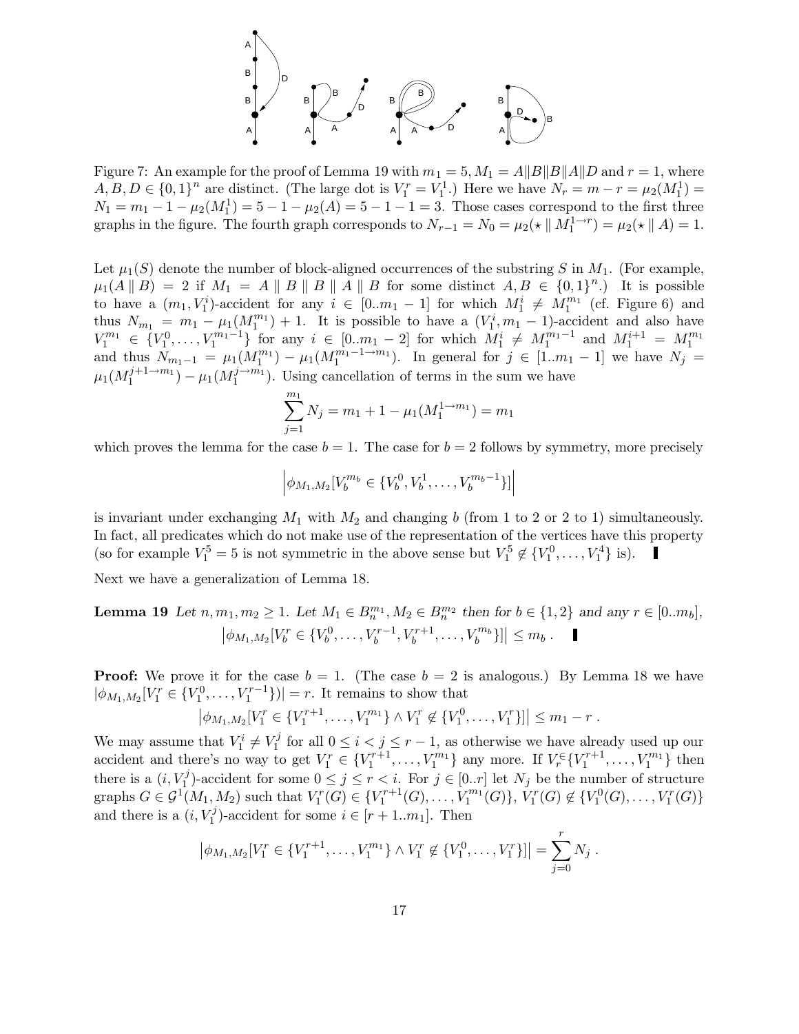Figure 7: An example for the proof of Lemma 19 with $m_1 = 5, M_1 = A\|B\|B\|A\|D$ and $r = 1$, where $A, B, D \in \{0,1\}^n$ are distinct. (The large dot is $V_1^r = V_1^1$.) Here we have $N_r = m - r = \mu_2(M_1^1) = N_1 = m_1 - 1 - \mu_2(M_1^1) = 5 - 1 - \mu_2(A) = 5 - 1 - 1 = 3$. Those cases correspond to the first three graphs in the figure. The fourth graph corresponds to $N_{r-1} = N_0 = \mu_2(\star \parallel M_1^{1\to r}) = \mu_2(\star \parallel A) = 1$.

Let $\mu_1(S)$ denote the number of block-aligned occurrences of the substring $S$ in $M_1$. (For example, $\mu_1(A \parallel B) = 2$ if $M_1 = A \parallel B \parallel B \parallel A \parallel B$ for some distinct $A, B \in \{0,1\}^n$.) It is possible to have a $(m_1, V_1^i)$-accident for any $i \in [0..m_1-1]$ for which $M_1^i \neq M_1^{m_1}$ (cf. Figure 6) and thus $N_{m_1} = m_1 - \mu_1(M_1^{m_1}) + 1$. It is possible to have a $(V_1^i, m_1 - 1)$-accident and also have $V_1^{m_1} \in \{V_1^0, \ldots, V_1^{m_1-1}\}$ for any $i \in [0..m_1-2]$ for which $M_1^i \neq M_1^{m_1-1}$ and $M_1^{i+1} = M_1^{m_1}$ and thus $N_{m_1-1} = \mu_1(M_1^{m_1}) - \mu_1(M_1^{m_1-1\to m_1})$. In general for $j \in [1..m_1-1]$ we have $N_j = \mu_1(M_1^{j+1\to m_1}) - \mu_1(M_1^{j\to m_1})$. Using cancellation of terms in the sum we have

$$\sum_{j=1}^{m_1} N_j = m_1 + 1 - \mu_1(M_1^{1\to m_1}) = m_1$$

which proves the lemma for the case $b = 1$. The case for $b = 2$ follows by symmetry, more precisely

$$\left|\phi_{M_1,M_2}[V_b^{m_b} \in \{V_b^0, V_b^1, \ldots, V_b^{m_b-1}\}]\right|$$

is invariant under exchanging $M_1$ with $M_2$ and changing $b$ (from 1 to 2 or 2 to 1) simultaneously. In fact, all predicates which do not make use of the representation of the vertices have this property (so for example $V_1^5 = 5$ is not symmetric in the above sense but $V_1^5 \notin \{V_1^0, \ldots, V_1^4\}$ is). ∎

Next we have a generalization of Lemma 18.

**Lemma 19** *Let $n, m_1, m_2 \geq 1$. Let $M_1 \in B_n^{m_1}, M_2 \in B_n^{m_2}$ then for $b \in \{1,2\}$ and any $r \in [0..m_b]$,*

$$\left|\phi_{M_1,M_2}[V_b^r \in \{V_b^0, \ldots, V_b^{r-1}, V_b^{r+1}, \ldots, V_b^{m_b}\}]\right| \leq m_b .$$ ∎

**Proof:** We prove it for the case $b = 1$. (The case $b = 2$ is analogous.) By Lemma 18 we have $|\phi_{M_1,M_2}[V_1^r \in \{V_1^0, \ldots, V_1^{r-1}\})| = r$. It remains to show that

$$\left|\phi_{M_1,M_2}[V_1^r \in \{V_1^{r+1}, \ldots, V_1^{m_1}\} \wedge V_1^r \notin \{V_1^0, \ldots, V_1^r\}]\right| \leq m_1 - r .$$

We may assume that $V_1^i \neq V_1^j$ for all $0 \leq i < j \leq r-1$, as otherwise we have already used up our accident and there's no way to get $V_1^r \in \{V_1^{r+1}, \ldots, V_1^{m_1}\}$ any more. If $V_r^{\in}\{V_1^{r+1}, \ldots, V_1^{m_1}\}$ then there is a $(i, V_1^j)$-accident for some $0 \leq j \leq r < i$. For $j \in [0..r]$ let $N_j$ be the number of structure graphs $G \in \mathcal{G}^1(M_1, M_2)$ such that $V_1^r(G) \in \{V_1^{r+1}(G), \ldots, V_1^{m_1}(G)\}$, $V_1^r(G) \notin \{V_1^0(G), \ldots, V_1^r(G)\}$ and there is a $(i, V_1^j)$-accident for some $i \in [r+1..m_1]$. Then

$$\left|\phi_{M_1,M_2}[V_1^r \in \{V_1^{r+1}, \ldots, V_1^{m_1}\} \wedge V_1^r \notin \{V_1^0, \ldots, V_1^r\}]\right| = \sum_{j=0}^{r} N_j .$$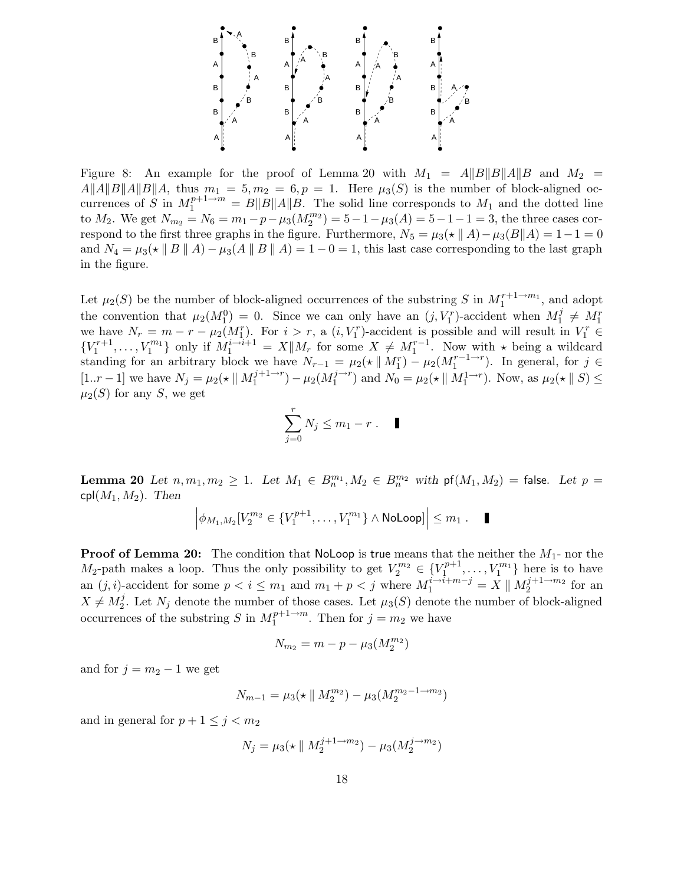Figure 8: An example for the proof of Lemma 20 with $M_1 = A\|B\|B\|A\|B$ and $M_2 = A\|A\|B\|A\|B\|A$, thus $m_1 = 5, m_2 = 6, p = 1$. Here $\mu_3(S)$ is the number of block-aligned occurrences of $S$ in $M_1^{p+1\to m} = B\|B\|A\|B$. The solid line corresponds to $M_1$ and the dotted line to $M_2$. We get $N_{m_2} = N_6 = m_1 - p - \mu_3(M_2^{m_2}) = 5-1-\mu_3(A) = 5-1-1 = 3$, the three cases correspond to the first three graphs in the figure. Furthermore, $N_5 = \mu_3(\star \parallel A) - \mu_3(B\|A) = 1-1 = 0$ and $N_4 = \mu_3(\star \parallel B \parallel A) - \mu_3(A \parallel B \parallel A) = 1-0 = 1$, this last case corresponding to the last graph in the figure.

Let $\mu_2(S)$ be the number of block-aligned occurrences of the substring $S$ in $M_1^{r+1\to m_1}$, and adopt the convention that $\mu_2(M_1^0) = 0$. Since we can only have an $(j, V_1^r)$-accident when $M_1^j \neq M_1^r$ we have $N_r = m - r - \mu_2(M_1^r)$. For $i > r$, a $(i, V_1^r)$-accident is possible and will result in $V_1^r \in \{V_1^{r+1}, \ldots, V_1^{m_1}\}$ only if $M_1^{i\to i+1} = X\|M_r$ for some $X \neq M_1^{r-1}$. Now with $\star$ being a wildcard standing for an arbitrary block we have $N_{r-1} = \mu_2(\star \parallel M_1^r) - \mu_2(M_1^{r-1\to r})$. In general, for $j \in [1..r-1]$ we have $N_j = \mu_2(\star \parallel M_1^{j+1\to r}) - \mu_2(M_1^{j\to r})$ and $N_0 = \mu_2(\star \parallel M_1^{1\to r})$. Now, as $\mu_2(\star \parallel S) \leq \mu_2(S)$ for any $S$, we get

$$\sum_{j=0}^{r} N_j \leq m_1 - r \ . \quad \blacksquare$$

**Lemma 20** *Let $n, m_1, m_2 \geq 1$. Let $M_1 \in B_n^{m_1}, M_2 \in B_n^{m_2}$ with $\mathsf{pf}(M_1, M_2) = \mathsf{false}$. Let $p = \mathsf{cpl}(M_1, M_2)$. Then*

$$\left| \phi_{M_1,M_2}[V_2^{m_2} \in \{V_1^{p+1}, \ldots, V_1^{m_1}\} \wedge \mathsf{NoLoop}] \right| \leq m_1 \ . \quad \blacksquare$$

**Proof of Lemma 20:** The condition that $\mathsf{NoLoop}$ is $\mathsf{true}$ means that the neither the $M_1$- nor the $M_2$-path makes a loop. Thus the only possibility to get $V_2^{m_2} \in \{V_1^{p+1}, \ldots, V_1^{m_1}\}$ here is to have an $(j, i)$-accident for some $p < i \leq m_1$ and $m_1 + p < j$ where $M_1^{i\to i+m-j} = X \parallel M_2^{j+1\to m_2}$ for an $X \neq M_2^j$. Let $N_j$ denote the number of those cases. Let $\mu_3(S)$ denote the number of block-aligned occurrences of the substring $S$ in $M_1^{p+1\to m}$. Then for $j = m_2$ we have

$$N_{m_2} = m - p - \mu_3(M_2^{m_2})$$

and for $j = m_2 - 1$ we get

$$N_{m-1} = \mu_3(\star \parallel M_2^{m_2}) - \mu_3(M_2^{m_2-1\to m_2})$$

and in general for $p + 1 \leq j < m_2$

$$N_j = \mu_3(\star \parallel M_2^{j+1\to m_2}) - \mu_3(M_2^{j\to m_2})$$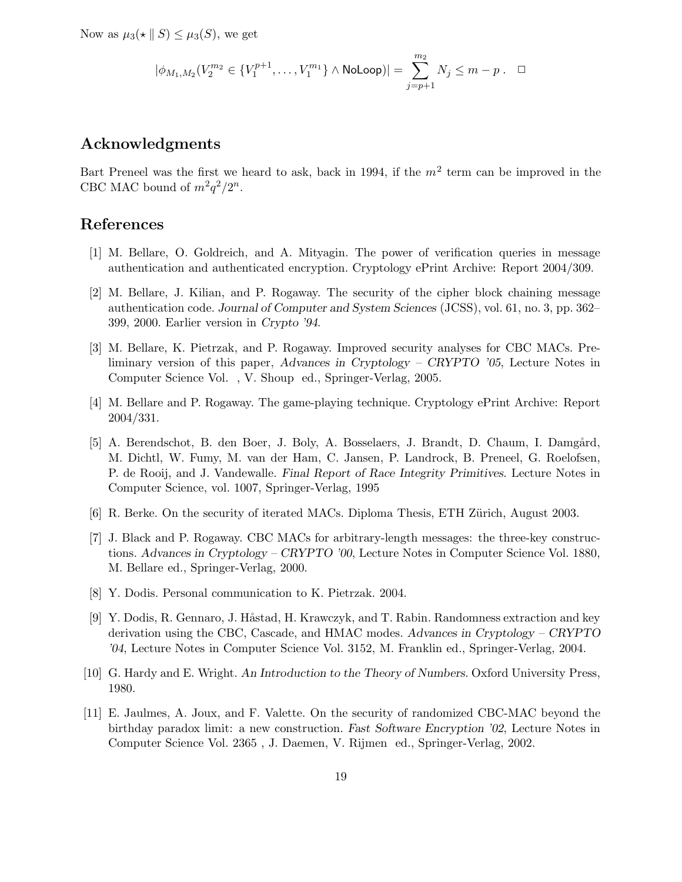Now as $\mu_3(\star \parallel S) \leq \mu_3(S)$, we get

$$|\phi_{M_1,M_2}(V_2^{m_2} \in \{V_1^{p+1}, \ldots, V_1^{m_1}\} \wedge \mathsf{NoLoop})| = \sum_{j=p+1}^{m_2} N_j \leq m - p \; . \quad \Box$$

## Acknowledgments

Bart Preneel was the first we heard to ask, back in 1994, if the $m^2$ term can be improved in the CBC MAC bound of $m^2q^2/2^n$.

## References

[1] M. Bellare, O. Goldreich, and A. Mityagin. The power of verification queries in message authentication and authenticated encryption. Cryptology ePrint Archive: Report 2004/309.

[2] M. Bellare, J. Kilian, and P. Rogaway. The security of the cipher block chaining message authentication code. *Journal of Computer and System Sciences* (JCSS), vol. 61, no. 3, pp. 362–399, 2000. Earlier version in *Crypto '94*.

[3] M. Bellare, K. Pietrzak, and P. Rogaway. Improved security analyses for CBC MACs. Preliminary version of this paper, *Advances in Cryptology – CRYPTO '05*, Lecture Notes in Computer Science Vol. , V. Shoup ed., Springer-Verlag, 2005.

[4] M. Bellare and P. Rogaway. The game-playing technique. Cryptology ePrint Archive: Report 2004/331.

[5] A. Berendschot, B. den Boer, J. Boly, A. Bosselaers, J. Brandt, D. Chaum, I. Damgård, M. Dichtl, W. Fumy, M. van der Ham, C. Jansen, P. Landrock, B. Preneel, G. Roelofsen, P. de Rooij, and J. Vandewalle. *Final Report of Race Integrity Primitives*. Lecture Notes in Computer Science, vol. 1007, Springer-Verlag, 1995

[6] R. Berke. On the security of iterated MACs. Diploma Thesis, ETH Zürich, August 2003.

[7] J. Black and P. Rogaway. CBC MACs for arbitrary-length messages: the three-key constructions. *Advances in Cryptology – CRYPTO '00*, Lecture Notes in Computer Science Vol. 1880, M. Bellare ed., Springer-Verlag, 2000.

[8] Y. Dodis. Personal communication to K. Pietrzak. 2004.

[9] Y. Dodis, R. Gennaro, J. Håstad, H. Krawczyk, and T. Rabin. Randomness extraction and key derivation using the CBC, Cascade, and HMAC modes. *Advances in Cryptology – CRYPTO '04*, Lecture Notes in Computer Science Vol. 3152, M. Franklin ed., Springer-Verlag, 2004.

[10] G. Hardy and E. Wright. *An Introduction to the Theory of Numbers.* Oxford University Press, 1980.

[11] E. Jaulmes, A. Joux, and F. Valette. On the security of randomized CBC-MAC beyond the birthday paradox limit: a new construction. *Fast Software Encryption '02*, Lecture Notes in Computer Science Vol. 2365 , J. Daemen, V. Rijmen ed., Springer-Verlag, 2002.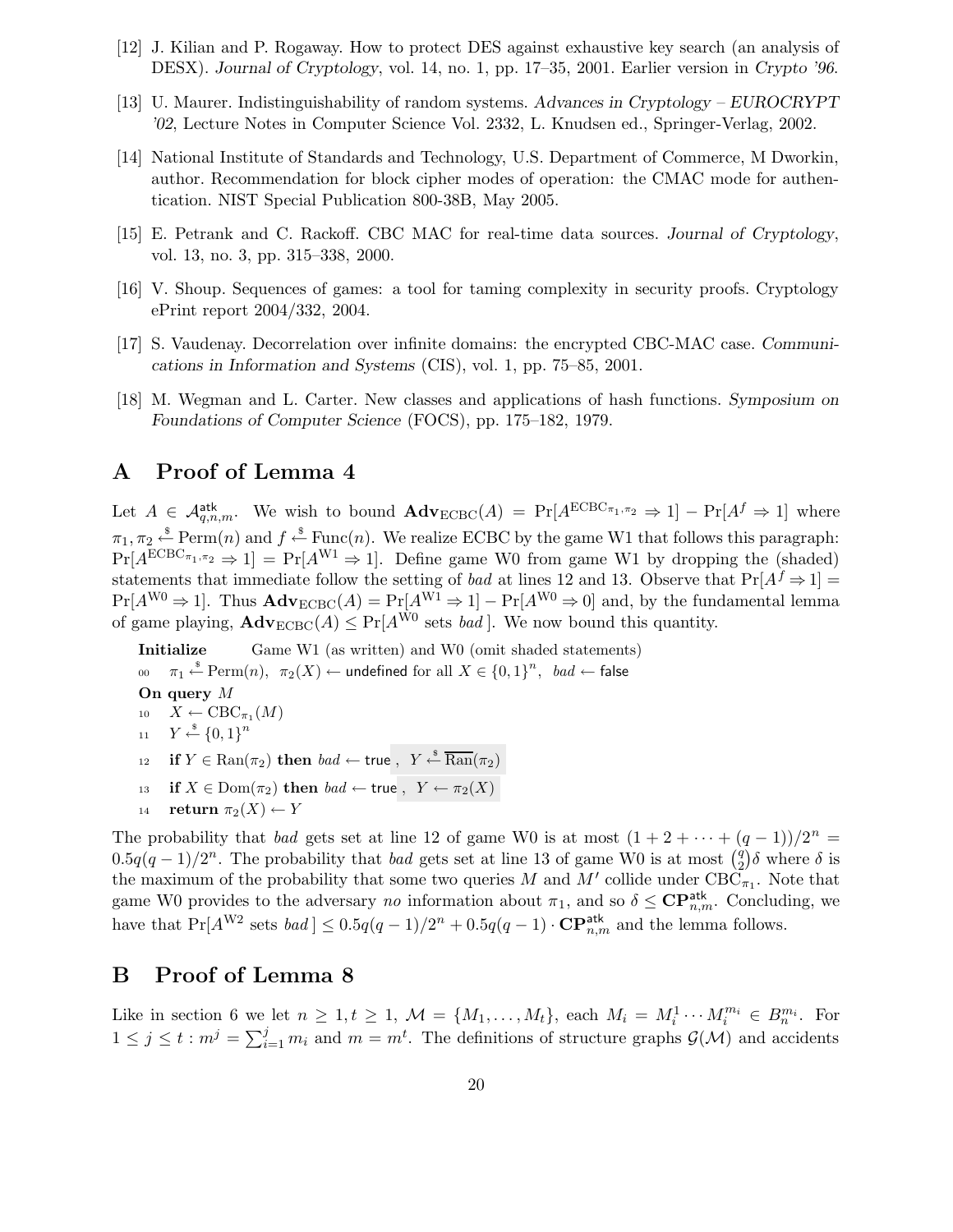[12] J. Kilian and P. Rogaway. How to protect DES against exhaustive key search (an analysis of DESX). *Journal of Cryptology*, vol. 14, no. 1, pp. 17–35, 2001. Earlier version in *Crypto '96*.

[13] U. Maurer. Indistinguishability of random systems. *Advances in Cryptology – EUROCRYPT '02*, Lecture Notes in Computer Science Vol. 2332, L. Knudsen ed., Springer-Verlag, 2002.

[14] National Institute of Standards and Technology, U.S. Department of Commerce, M Dworkin, author. Recommendation for block cipher modes of operation: the CMAC mode for authentication. NIST Special Publication 800-38B, May 2005.

[15] E. Petrank and C. Rackoff. CBC MAC for real-time data sources. *Journal of Cryptology*, vol. 13, no. 3, pp. 315–338, 2000.

[16] V. Shoup. Sequences of games: a tool for taming complexity in security proofs. Cryptology ePrint report 2004/332, 2004.

[17] S. Vaudenay. Decorrelation over infinite domains: the encrypted CBC-MAC case. *Communications in Information and Systems* (CIS), vol. 1, pp. 75–85, 2001.

[18] M. Wegman and L. Carter. New classes and applications of hash functions. *Symposium on Foundations of Computer Science* (FOCS), pp. 175–182, 1979.

# A Proof of Lemma 4

Let $A \in \mathcal{A}^{\mathsf{atk}}_{q,n,m}$. We wish to bound $\mathbf{Adv}_{\mathrm{ECBC}}(A) = \Pr[A^{\mathrm{ECBC}_{\pi_1,\pi_2}} \Rightarrow 1] - \Pr[A^f \Rightarrow 1]$ where $\pi_1, \pi_2 \xleftarrow{\$} \mathrm{Perm}(n)$ and $f \xleftarrow{\$} \mathrm{Func}(n)$. We realize ECBC by the game W1 that follows this paragraph: $\Pr[A^{\mathrm{ECBC}_{\pi_1,\pi_2}} \Rightarrow 1] = \Pr[A^{\mathrm{W1}} \Rightarrow 1]$. Define game W0 from game W1 by dropping the (shaded) statements that immediate follow the setting of *bad* at lines 12 and 13. Observe that $\Pr[A^f \Rightarrow 1] = \Pr[A^{\mathrm{W0}} \Rightarrow 1]$. Thus $\mathbf{Adv}_{\mathrm{ECBC}}(A) = \Pr[A^{\mathrm{W1}} \Rightarrow 1] - \Pr[A^{\mathrm{W0}} \Rightarrow 0]$ and, by the fundamental lemma of game playing, $\mathbf{Adv}_{\mathrm{ECBC}}(A) \le \Pr[A^{\mathrm{W0}} \text{ sets } bad\,]$. We now bound this quantity.

```
Initialize        Game W1 (as written) and W0 (omit shaded statements)
00   π1 ←$ Perm(n),  π2(X) ← undefined for all X ∈ {0,1}^n,  bad ← false
On query M
10   X ← CBC_π1(M)
11   Y ←$ {0,1}^n
12   if Y ∈ Ran(π2) then bad ← true ,  [ Y ←$ \overline{Ran}(π2) ]
13   if X ∈ Dom(π2) then bad ← true ,  [ Y ← π2(X) ]
14   return π2(X) ← Y
```

The probability that *bad* gets set at line 12 of game W0 is at most $(1 + 2 + \cdots + (q-1))/2^n = 0.5q(q-1)/2^n$. The probability that *bad* gets set at line 13 of game W0 is at most $\binom{q}{2}\delta$ where $\delta$ is the maximum of the probability that some two queries $M$ and $M'$ collide under $\mathrm{CBC}_{\pi_1}$. Note that game W0 provides to the adversary *no* information about $\pi_1$, and so $\delta \le \mathbf{CP}^{\mathsf{atk}}_{n,m}$. Concluding, we have that $\Pr[A^{\mathrm{W2}} \text{ sets } bad\,] \le 0.5q(q-1)/2^n + 0.5q(q-1) \cdot \mathbf{CP}^{\mathsf{atk}}_{n,m}$ and the lemma follows.

# B Proof of Lemma 8

Like in section 6 we let $n \ge 1, t \ge 1$, $\mathcal{M} = \{M_1, \ldots, M_t\}$, each $M_i = M_i^1 \cdots M_i^{m_i} \in B_n^{m_i}$. For $1 \le j \le t : m^j = \sum_{i=1}^{j} m_i$ and $m = m^t$. The definitions of structure graphs $\mathcal{G}(\mathcal{M})$ and accidents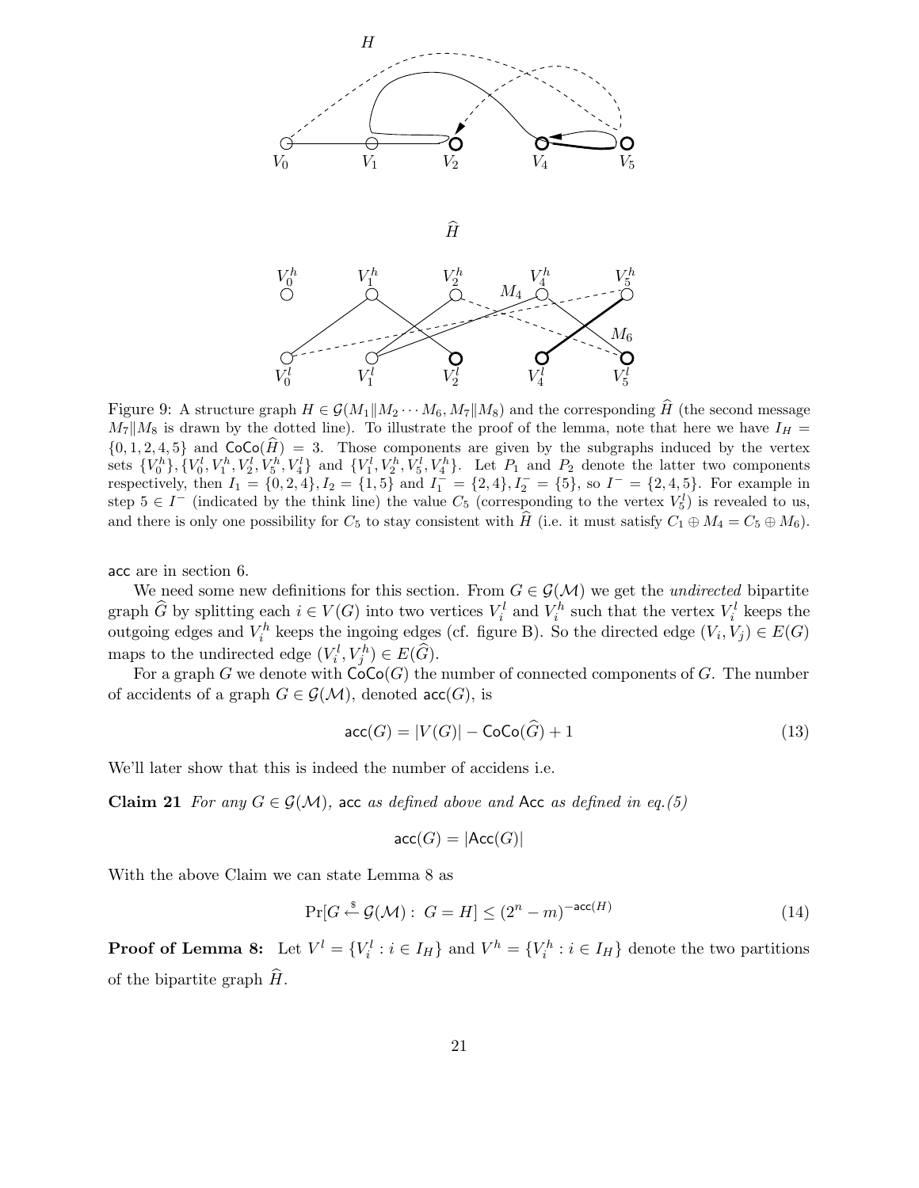Figure 9: A structure graph $H \in \mathcal{G}(M_1\|M_2 \cdots M_6, M_7\|M_8)$ and the corresponding $\widehat{H}$ (the second message $M_7\|M_8$ is drawn by the dotted line). To illustrate the proof of the lemma, note that here we have $I_H = \{0,1,2,4,5\}$ and $\mathsf{CoCo}(\widehat{H}) = 3$. Those components are given by the subgraphs induced by the vertex sets $\{V_0^h\}, \{V_0^l, V_1^h, V_2^l, V_5^h, V_4^l\}$ and $\{V_1^l, V_2^h, V_5^l, V_4^h\}$. Let $P_1$ and $P_2$ denote the latter two components respectively, then $I_1 = \{0,2,4\}, I_2 = \{1,5\}$ and $I_1^- = \{2,4\}, I_2^- = \{5\}$, so $I^- = \{2,4,5\}$. For example in step $5 \in I^-$ (indicated by the think line) the value $C_5$ (corresponding to the vertex $V_5^l$) is revealed to us, and there is only one possibility for $C_5$ to stay consistent with $\widehat{H}$ (i.e. it must satisfy $C_1 \oplus M_4 = C_5 \oplus M_6$).

acc are in section 6.

We need some new definitions for this section. From $G \in \mathcal{G}(\mathcal{M})$ we get the *undirected* bipartite graph $\widehat{G}$ by splitting each $i \in V(G)$ into two vertices $V_i^l$ and $V_i^h$ such that the vertex $V_i^l$ keeps the outgoing edges and $V_i^h$ keeps the ingoing edges (cf. figure B). So the directed edge $(V_i, V_j) \in E(G)$ maps to the undirected edge $(V_i^l, V_j^h) \in E(\widehat{G})$.

For a graph $G$ we denote with $\mathsf{CoCo}(G)$ the number of connected components of $G$. The number of accidents of a graph $G \in \mathcal{G}(\mathcal{M})$, denoted $\mathsf{acc}(G)$, is

$$\mathsf{acc}(G) = |V(G)| - \mathsf{CoCo}(\widehat{G}) + 1 \tag{13}$$

We'll later show that this is indeed the number of accidens i.e.

**Claim 21** *For any $G \in \mathcal{G}(\mathcal{M})$,* $\mathsf{acc}$ *as defined above and* $\mathsf{Acc}$ *as defined in eq.(5)*

$$\mathsf{acc}(G) = |\mathsf{Acc}(G)|$$

With the above Claim we can state Lemma 8 as

$$\Pr[G \xleftarrow{\$} \mathcal{G}(\mathcal{M}) : \; G = H] \leq (2^n - m)^{-\mathsf{acc}(H)} \tag{14}$$

**Proof of Lemma 8:** Let $V^l = \{V_i^l : i \in I_H\}$ and $V^h = \{V_i^h : i \in I_H\}$ denote the two partitions of the bipartite graph $\widehat{H}$.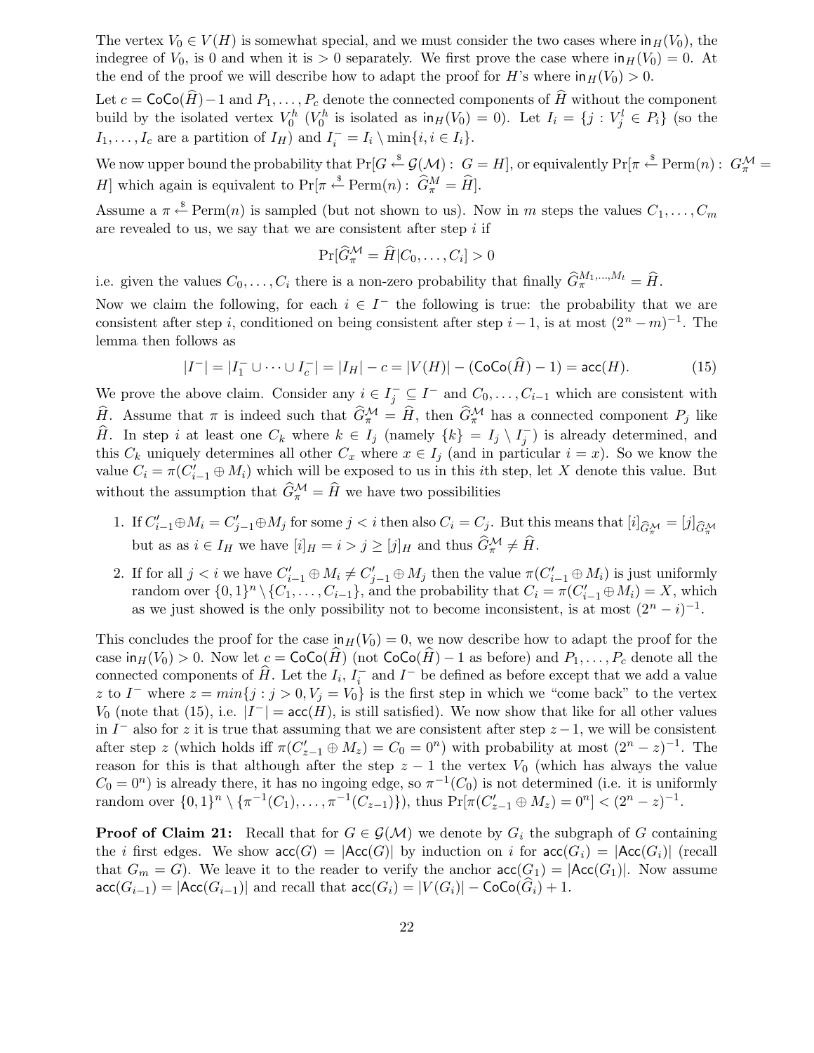The vertex $V_0 \in V(H)$ is somewhat special, and we must consider the two cases where $\mathsf{in}_H(V_0)$, the indegree of $V_0$, is 0 and when it is $> 0$ separately. We first prove the case where $\mathsf{in}_H(V_0) = 0$. At the end of the proof we will describe how to adapt the proof for $H$'s where $\mathsf{in}_H(V_0) > 0$.

Let $c = \mathsf{CoCo}(\widehat{H}) - 1$ and $P_1, \ldots, P_c$ denote the connected components of $\widehat{H}$ without the component build by the isolated vertex $V_0^h$ ($V_0^h$ is isolated as $\mathsf{in}_H(V_0) = 0$). Let $I_i = \{j : V_j^l \in P_i\}$ (so the $I_1, \ldots, I_c$ are a partition of $I_H$) and $I_i^- = I_i \setminus \min\{i, i \in I_i\}$.

We now upper bound the probability that $\Pr[G \xleftarrow{\$} \mathcal{G}(\mathcal{M}) : G = H]$, or equivalently $\Pr[\pi \xleftarrow{\$} \mathrm{Perm}(n) : G_\pi^{\mathcal{M}} = H]$ which again is equivalent to $\Pr[\pi \xleftarrow{\$} \mathrm{Perm}(n) : \widehat{G}_\pi^M = \widehat{H}]$.

Assume a $\pi \xleftarrow{\$} \mathrm{Perm}(n)$ is sampled (but not shown to us). Now in $m$ steps the values $C_1, \ldots, C_m$ are revealed to us, we say that we are consistent after step $i$ if

$$\Pr[\widehat{G}_\pi^{\mathcal{M}} = \widehat{H} | C_0, \ldots, C_i] > 0$$

i.e. given the values $C_0, \ldots, C_i$ there is a non-zero probability that finally $\widehat{G}_\pi^{M_1, \ldots, M_t} = \widehat{H}$.

Now we claim the following, for each $i \in I^-$ the following is true: the probability that we are consistent after step $i$, conditioned on being consistent after step $i-1$, is at most $(2^n - m)^{-1}$. The lemma then follows as

$$|I^-| = |I_1^- \cup \cdots \cup I_c^-| = |I_H| - c = |V(H)| - (\mathsf{CoCo}(\widehat{H}) - 1) = \mathsf{acc}(H). \tag{15}$$

We prove the above claim. Consider any $i \in I_j^- \subseteq I^-$ and $C_0, \ldots, C_{i-1}$ which are consistent with $\widehat{H}$. Assume that $\pi$ is indeed such that $\widehat{G}_\pi^{\mathcal{M}} = \widehat{H}$, then $\widehat{G}_\pi^{\mathcal{M}}$ has a connected component $P_j$ like $\widehat{H}$. In step $i$ at least one $C_k$ where $k \in I_j$ (namely $\{k\} = I_j \setminus I_j^-$) is already determined, and this $C_k$ uniquely determines all other $C_x$ where $x \in I_j$ (and in particular $i = x$). So we know the value $C_i = \pi(C'_{i-1} \oplus M_i)$ which will be exposed to us in this $i$th step, let $X$ denote this value. But without the assumption that $\widehat{G}_\pi^{\mathcal{M}} = \widehat{H}$ we have two possibilities

1. If $C'_{i-1} \oplus M_i = C'_{j-1} \oplus M_j$ for some $j < i$ then also $C_i = C_j$. But this means that $[i]_{\widehat{G}_\pi^{\mathcal{M}}} = [j]_{\widehat{G}_\pi^{\mathcal{M}}}$ but as as $i \in I_H$ we have $[i]_H = i > j \geq [j]_H$ and thus $\widehat{G}_\pi^{\mathcal{M}} \neq \widehat{H}$.
2. If for all $j < i$ we have $C'_{i-1} \oplus M_i \neq C'_{j-1} \oplus M_j$ then the value $\pi(C'_{i-1} \oplus M_i)$ is just uniformly random over $\{0,1\}^n \setminus \{C_1, \ldots, C_{i-1}\}$, and the probability that $C_i = \pi(C'_{i-1} \oplus M_i) = X$, which as we just showed is the only possibility not to become inconsistent, is at most $(2^n - i)^{-1}$.

This concludes the proof for the case $\mathsf{in}_H(V_0) = 0$, we now describe how to adapt the proof for the case $\mathsf{in}_H(V_0) > 0$. Now let $c = \mathsf{CoCo}(\widehat{H})$ (not $\mathsf{CoCo}(\widehat{H}) - 1$ as before) and $P_1, \ldots, P_c$ denote all the connected components of $\widehat{H}$. Let the $I_i$, $I_i^-$ and $I^-$ be defined as before except that we add a value $z$ to $I^-$ where $z = min\{j : j > 0, V_j = V_0\}$ is the first step in which we "come back" to the vertex $V_0$ (note that (15), i.e. $|I^-| = \mathsf{acc}(H)$, is still satisfied). We now show that like for all other values in $I^-$ also for $z$ it is true that assuming that we are consistent after step $z-1$, we will be consistent after step $z$ (which holds iff $\pi(C'_{z-1} \oplus M_z) = C_0 = 0^n$) with probability at most $(2^n - z)^{-1}$. The reason for this is that although after the step $z-1$ the vertex $V_0$ (which has always the value $C_0 = 0^n$) is already there, it has no ingoing edge, so $\pi^{-1}(C_0)$ is not determined (i.e. it is uniformly random over $\{0,1\}^n \setminus \{\pi^{-1}(C_1), \ldots, \pi^{-1}(C_{z-1})\}$), thus $\Pr[\pi(C'_{z-1} \oplus M_z) = 0^n] < (2^n - z)^{-1}$.

**Proof of Claim 21:** Recall that for $G \in \mathcal{G}(\mathcal{M})$ we denote by $G_i$ the subgraph of $G$ containing the $i$ first edges. We show $\mathsf{acc}(G) = |\mathsf{Acc}(G)|$ by induction on $i$ for $\mathsf{acc}(G_i) = |\mathsf{Acc}(G_i)|$ (recall that $G_m = G$). We leave it to the reader to verify the anchor $\mathsf{acc}(G_1) = |\mathsf{Acc}(G_1)|$. Now assume $\mathsf{acc}(G_{i-1}) = |\mathsf{Acc}(G_{i-1})|$ and recall that $\mathsf{acc}(G_i) = |V(G_i)| - \mathsf{CoCo}(\widehat{G}_i) + 1$.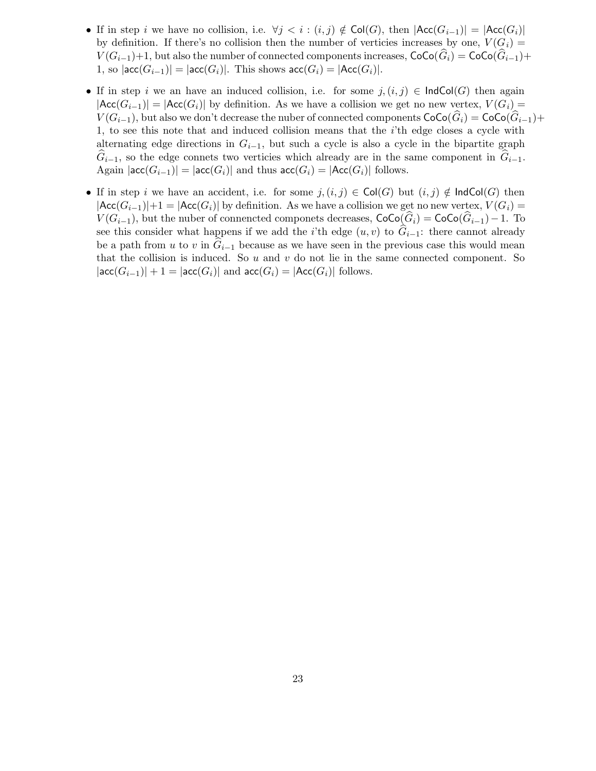- If in step $i$ we have no collision, i.e. $\forall j < i : (i,j) \notin \mathsf{Col}(G)$, then $|\mathsf{Acc}(G_{i-1})| = |\mathsf{Acc}(G_i)|$ by definition. If there's no collision then the number of verticies increases by one, $V(G_i) = V(G_{i-1})+1$, but also the number of connected components increases, $\mathsf{CoCo}(\widehat{G}_i) = \mathsf{CoCo}(\widehat{G}_{i-1})+1$, so $|\mathsf{acc}(G_{i-1})| = |\mathsf{acc}(G_i)|$. This shows $\mathsf{acc}(G_i) = |\mathsf{Acc}(G_i)|$.

- If in step $i$ we an have an induced collision, i.e. for some $j, (i,j) \in \mathsf{IndCol}(G)$ then again $|\mathsf{Acc}(G_{i-1})| = |\mathsf{Acc}(G_i)|$ by definition. As we have a collision we get no new vertex, $V(G_i) = V(G_{i-1})$, but also we don't decrease the nuber of connected components $\mathsf{CoCo}(\widehat{G}_i) = \mathsf{CoCo}(\widehat{G}_{i-1})+1$, to see this note that and induced collision means that the $i$'th edge closes a cycle with alternating edge directions in $G_{i-1}$, but such a cycle is also a cycle in the bipartite graph $\widehat{G}_{i-1}$, so the edge connets two verticies which already are in the same component in $\widehat{G}_{i-1}$. Again $|\mathsf{acc}(G_{i-1})| = |\mathsf{acc}(G_i)|$ and thus $\mathsf{acc}(G_i) = |\mathsf{Acc}(G_i)|$ follows.

- If in step $i$ we have an accident, i.e. for some $j, (i,j) \in \mathsf{Col}(G)$ but $(i,j) \notin \mathsf{IndCol}(G)$ then $|\mathsf{Acc}(G_{i-1})|+1 = |\mathsf{Acc}(G_i)|$ by definition. As we have a collision we get no new vertex, $V(G_i) = V(G_{i-1})$, but the nuber of connencted componets decreases, $\mathsf{CoCo}(\widehat{G}_i) = \mathsf{CoCo}(\widehat{G}_{i-1})-1$. To see this consider what happens if we add the $i$'th edge $(u,v)$ to $\widehat{G}_{i-1}$: there cannot already be a path from $u$ to $v$ in $\widehat{G}_{i-1}$ because as we have seen in the previous case this would mean that the collision is induced. So $u$ and $v$ do not lie in the same connected component. So $|\mathsf{acc}(G_{i-1})|+1 = |\mathsf{acc}(G_i)|$ and $\mathsf{acc}(G_i) = |\mathsf{Acc}(G_i)|$ follows.